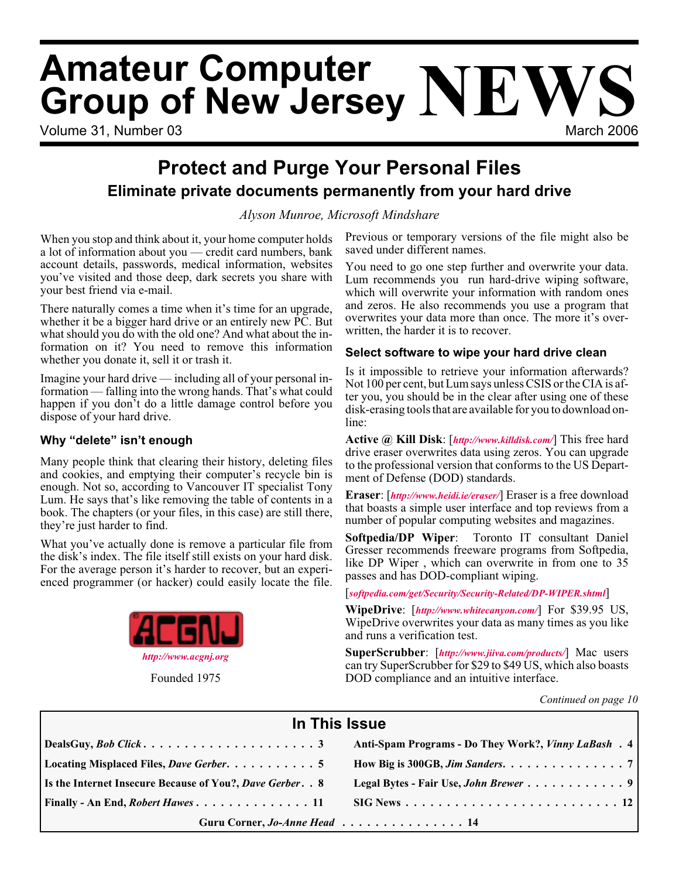# Amateur Computer Group of New Jersey NEWS

Volume 31, Number 03 — March 2006

## Protect and Purge Your Personal Files

### Eliminate private documents permanently from your hard drive

*Alyson Munroe, Microsoft Mindshare*

When you stop and think about it, your home computer holds a lot of information about you — credit card numbers, bank account details, passwords, medical information, websites you've visited and those deep, dark secrets you share with your best friend via e-mail.

There naturally comes a time when it's time for an upgrade, whether it be a bigger hard drive or an entirely new PC. But what should you do with the old one? And what about the information on it? You need to remove this information whether you donate it, sell it or trash it.

Imagine your hard drive — including all of your personal information — falling into the wrong hands. That's what could happen if you don't do a little damage control before you dispose of your hard drive.

#### Why "delete" isn't enough

Many people think that clearing their history, deleting files and cookies, and emptying their computer's recycle bin is enough. Not so, according to Vancouver IT specialist Tony Lum. He says that's like removing the table of contents in a book. The chapters (or your files, in this case) are still there, they're just harder to find.

What you've actually done is remove a particular file from the disk's index. The file itself still exists on your hard disk. For the average person it's harder to recover, but an experienced programmer (or hacker) could easily locate the file.

**ACGNJ**

*http://www.acgnj.org*

Founded 1975

Previous or temporary versions of the file might also be saved under different names.

You need to go one step further and overwrite your data. Lum recommends you run hard-drive wiping software, which will overwrite your information with random ones and zeros. He also recommends you use a program that overwrites your data more than once. The more it's overwritten, the harder it is to recover.

#### Select software to wipe your hard drive clean

Is it impossible to retrieve your information afterwards? Not 100 per cent, but Lum says unless CSIS or the CIA is after you, you should be in the clear after using one of these disk-erasing tools that are available for you to download online:

**Active @ Kill Disk**: [*http://www.killdisk.com/*] This free hard drive eraser overwrites data using zeros. You can upgrade to the professional version that conforms to the US Department of Defense (DOD) standards.

**Eraser**: [*http://www.heidi.ie/eraser/*] Eraser is a free download that boasts a simple user interface and top reviews from a number of popular computing websites and magazines.

**Softpedia/DP Wiper**: Toronto IT consultant Daniel Gresser recommends freeware programs from Softpedia, like DP Wiper , which can overwrite in from one to 35 passes and has DOD-compliant wiping.

[*softpedia.com/get/Security/Security-Related/DP-WIPER.shtml*]

**WipeDrive**: [*http://www.whitecanyon.com/*] For $39.95 US, WipeDrive overwrites your data as many times as you like and runs a verification test.

**SuperScrubber**: [*http://www.jiiva.com/products/*] Mac users can try SuperScrubber for $29 to $49 US, which also boasts DOD compliance and an intuitive interface.

*Continued on page 10*

### In This Issue

- DealsGuy, *Bob Click* . . . 3
- Anti-Spam Programs - Do They Work?, *Vinny LaBash* . . . 4
- Locating Misplaced Files, *Dave Gerber* . . . 5
- How Big is 300GB, *Jim Sanders* . . . 7
- Is the Internet Insecure Because of You?, *Dave Gerber* . . . 8
- Legal Bytes - Fair Use, *John Brewer* . . . 9
- Finally - An End, *Robert Hawes* . . . 11
- SIG News . . . 12
- Guru Corner, *Jo-Anne Head* . . . 14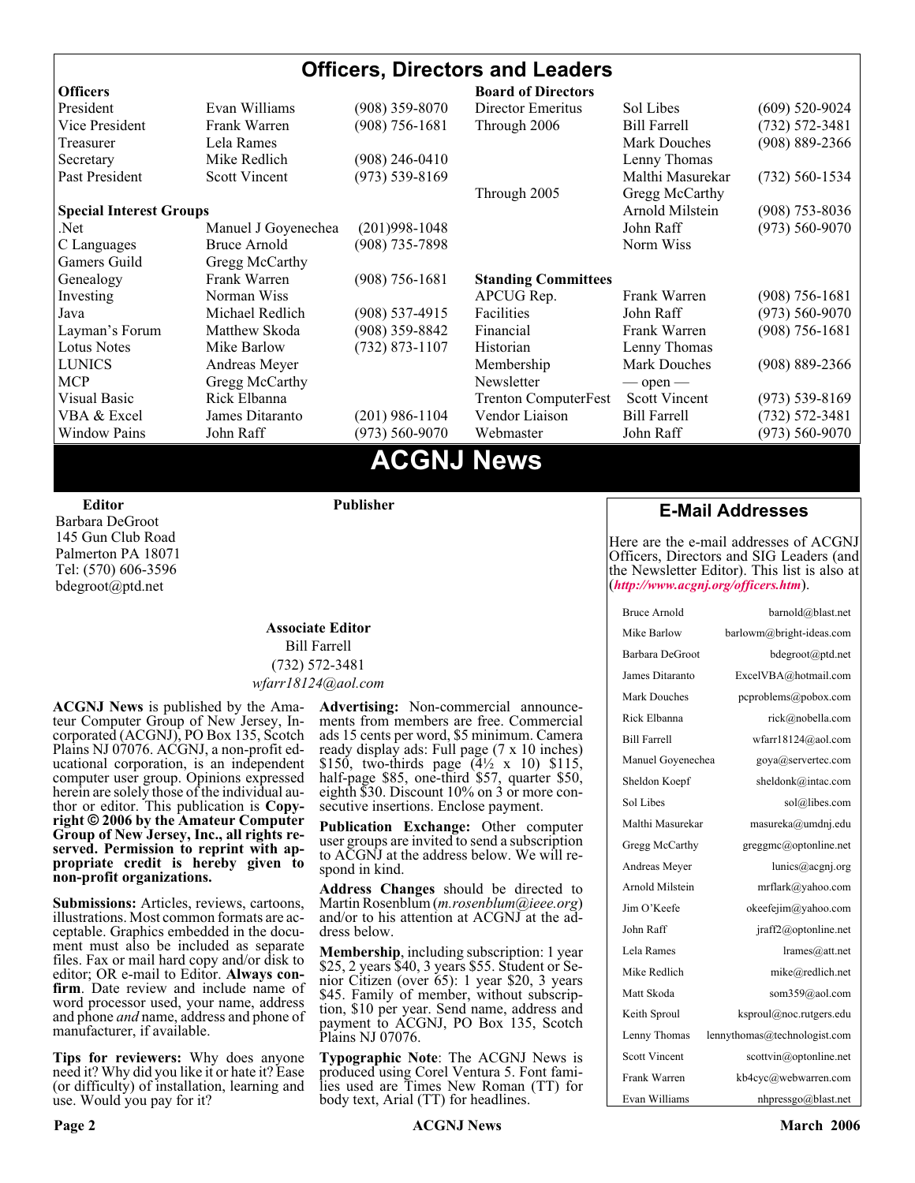# Officers, Directors and Leaders

| Officers | | | Board of Directors | | |
|---|---|---|---|---|---|
| President | Evan Williams | (908) 359-8070 | Director Emeritus | Sol Libes | (609) 520-9024 |
| Vice President | Frank Warren | (908) 756-1681 | Through 2006 | Bill Farrell | (732) 572-3481 |
| Treasurer | Lela Rames | | | Mark Douches | (908) 889-2366 |
| Secretary | Mike Redlich | (908) 246-0410 | | Lenny Thomas | |
| Past President | Scott Vincent | (973) 539-8169 | | Malthi Masurekar | (732) 560-1534 |
| | | | Through 2005 | Gregg McCarthy | |
| **Special Interest Groups** | | | | Arnold Milstein | (908) 753-8036 |
| .Net | Manuel J Goyenechea | (201)998-1048 | | John Raff | (973) 560-9070 |
| C Languages | Bruce Arnold | (908) 735-7898 | | Norm Wiss | |
| Gamers Guild | Gregg McCarthy | | | | |
| Genealogy | Frank Warren | (908) 756-1681 | **Standing Committees** | | |
| Investing | Norman Wiss | | APCUG Rep. | Frank Warren | (908) 756-1681 |
| Java | Michael Redlich | (908) 537-4915 | Facilities | John Raff | (973) 560-9070 |
| Layman's Forum | Matthew Skoda | (908) 359-8842 | Financial | Frank Warren | (908) 756-1681 |
| Lotus Notes | Mike Barlow | (732) 873-1107 | Historian | Lenny Thomas | |
| LUNICS | Andreas Meyer | | Membership | Mark Douches | (908) 889-2366 |
| MCP | Gregg McCarthy | | Newsletter | — open — | |
| Visual Basic | Rick Elbanna | | Trenton ComputerFest | Scott Vincent | (973) 539-8169 |
| VBA & Excel | James Ditaranto | (201) 986-1104 | Vendor Liaison | Bill Farrell | (732) 572-3481 |
| Window Pains | John Raff | (973) 560-9070 | Webmaster | John Raff | (973) 560-9070 |

# ACGNJ News

**Editor**
Barbara DeGroot
145 Gun Club Road
Palmerton PA 18071
Tel: (570) 606-3596
bdegroot@ptd.net

**Publisher**

**Associate Editor**
Bill Farrell
(732) 572-3481
*wfarr18124@aol.com*

**ACGNJ News** is published by the Amateur Computer Group of New Jersey, Incorporated (ACGNJ), PO Box 135, Scotch Plains NJ 07076. ACGNJ, a non-profit educational corporation, is an independent computer user group. Opinions expressed herein are solely those of the individual author or editor. This publication is **Copyright © 2006 by the Amateur Computer Group of New Jersey, Inc., all rights reserved. Permission to reprint with appropriate credit is hereby given to non-profit organizations.**

**Submissions:** Articles, reviews, cartoons, illustrations. Most common formats are acceptable. Graphics embedded in the document must also be included as separate files. Fax or mail hard copy and/or disk to editor; OR e-mail to Editor. **Always confirm**. Date review and include name of word processor used, your name, address and phone *and* name, address and phone of manufacturer, if available.

**Tips for reviewers:** Why does anyone need it? Why did you like it or hate it? Ease (or difficulty) of installation, learning and use. Would you pay for it?

**Advertising:** Non-commercial announcements from members are free. Commercial ads 15 cents per word, $5 minimum. Camera ready display ads: Full page (7 x 10 inches) $150, two-thirds page (4½ x 10) $115, half-page $85, one-third $57, quarter $50, eighth $30. Discount 10% on 3 or more consecutive insertions. Enclose payment.

**Publication Exchange:** Other computer user groups are invited to send a subscription to ACGNJ at the address below. We will respond in kind.

**Address Changes** should be directed to Martin Rosenblum (*m.rosenblum@ieee.org*) and/or to his attention at ACGNJ at the address below.

**Membership**, including subscription: 1 year $25, 2 years $40, 3 years $55. Student or Senior Citizen (over 65): 1 year $20, 3 years $45. Family of member, without subscription, $10 per year. Send name, address and payment to ACGNJ, PO Box 135, Scotch Plains NJ 07076.

**Typographic Note**: The ACGNJ News is produced using Corel Ventura 5. Font families used are Times New Roman (TT) for body text, Arial (TT) for headlines.

## E-Mail Addresses

Here are the e-mail addresses of ACGNJ Officers, Directors and SIG Leaders (and the Newsletter Editor). This list is also at (*http://www.acgnj.org/officers.htm*).

| | |
|---|---|
| Bruce Arnold | barnold@blast.net |
| Mike Barlow | barlowm@bright-ideas.com |
| Barbara DeGroot | bdegroot@ptd.net |
| James Ditaranto | ExcelVBA@hotmail.com |
| Mark Douches | pcproblems@pobox.com |
| Rick Elbanna | rick@nobella.com |
| Bill Farrell | wfarr18124@aol.com |
| Manuel Goyenechea | goya@servertec.com |
| Sheldon Koepf | sheldonk@intac.com |
| Sol Libes | sol@libes.com |
| Malthi Masurekar | masureka@umdnj.edu |
| Gregg McCarthy | greggmc@optonline.net |
| Andreas Meyer | lunics@acgnj.org |
| Arnold Milstein | mrflark@yahoo.com |
| Jim O'Keefe | okeefejim@yahoo.com |
| John Raff | jraff2@optonline.net |
| Lela Rames | lrames@att.net |
| Mike Redlich | mike@redlich.net |
| Matt Skoda | som359@aol.com |
| Keith Sproul | ksproul@noc.rutgers.edu |
| Lenny Thomas | lennythomas@technologist.com |
| Scott Vincent | scottvin@optonline.net |
| Frank Warren | kb4cyc@webwarren.com |
| Evan Williams | nhpressgo@blast.net |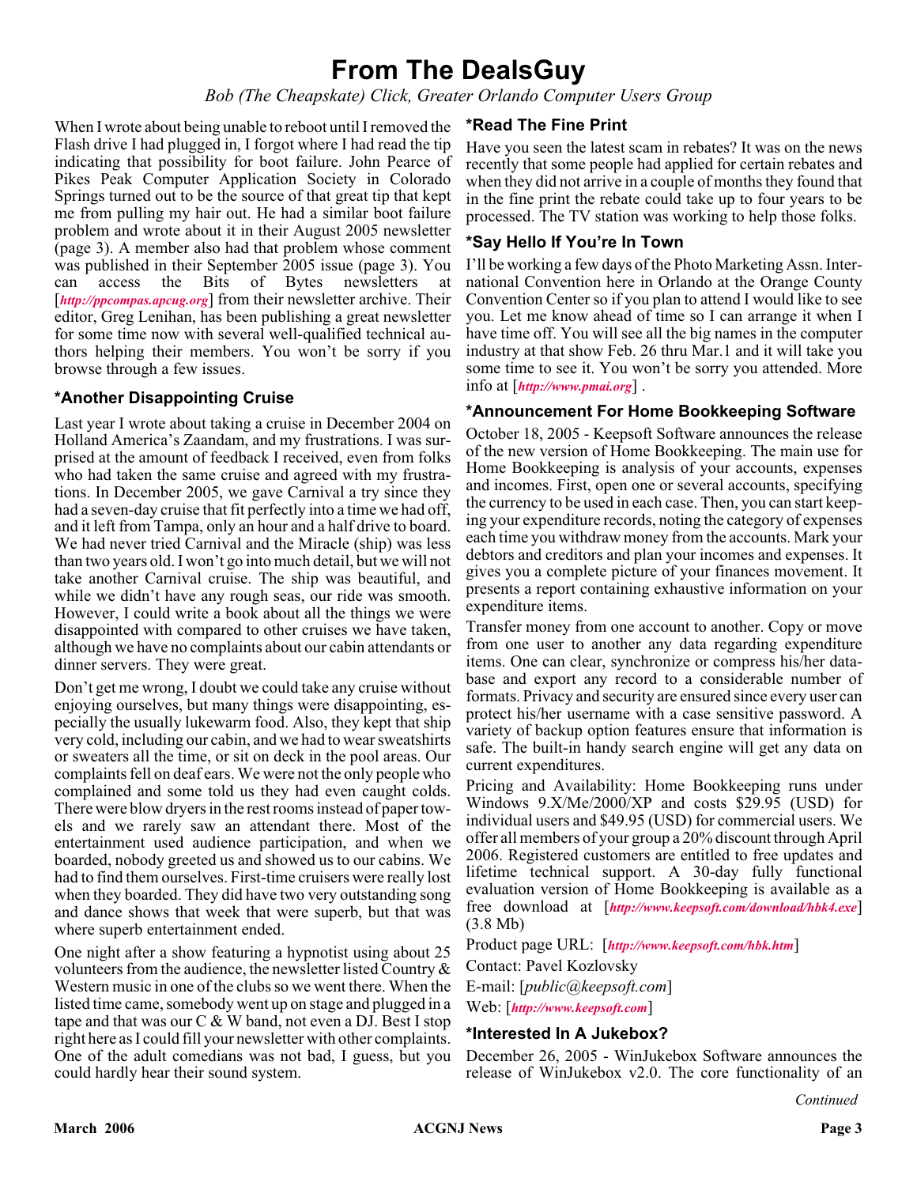# From The DealsGuy

*Bob (The Cheapskate) Click, Greater Orlando Computer Users Group*

When I wrote about being unable to reboot until I removed the Flash drive I had plugged in, I forgot where I had read the tip indicating that possibility for boot failure. John Pearce of Pikes Peak Computer Application Society in Colorado Springs turned out to be the source of that great tip that kept me from pulling my hair out. He had a similar boot failure problem and wrote about it in their August 2005 newsletter (page 3). A member also had that problem whose comment was published in their September 2005 issue (page 3). You can access the Bits of Bytes newsletters at [*http://ppcompas.apcug.org*] from their newsletter archive. Their editor, Greg Lenihan, has been publishing a great newsletter for some time now with several well-qualified technical authors helping their members. You won't be sorry if you browse through a few issues.

### *Another Disappointing Cruise

Last year I wrote about taking a cruise in December 2004 on Holland America's Zaandam, and my frustrations. I was surprised at the amount of feedback I received, even from folks who had taken the same cruise and agreed with my frustrations. In December 2005, we gave Carnival a try since they had a seven-day cruise that fit perfectly into a time we had off, and it left from Tampa, only an hour and a half drive to board. We had never tried Carnival and the Miracle (ship) was less than two years old. I won't go into much detail, but we will not take another Carnival cruise. The ship was beautiful, and while we didn't have any rough seas, our ride was smooth. However, I could write a book about all the things we were disappointed with compared to other cruises we have taken, although we have no complaints about our cabin attendants or dinner servers. They were great.

Don't get me wrong, I doubt we could take any cruise without enjoying ourselves, but many things were disappointing, especially the usually lukewarm food. Also, they kept that ship very cold, including our cabin, and we had to wear sweatshirts or sweaters all the time, or sit on deck in the pool areas. Our complaints fell on deaf ears. We were not the only people who complained and some told us they had even caught colds. There were blow dryers in the rest rooms instead of paper towels and we rarely saw an attendant there. Most of the entertainment used audience participation, and when we boarded, nobody greeted us and showed us to our cabins. We had to find them ourselves. First-time cruisers were really lost when they boarded. They did have two very outstanding song and dance shows that week that were superb, but that was where superb entertainment ended.

One night after a show featuring a hypnotist using about 25 volunteers from the audience, the newsletter listed Country & Western music in one of the clubs so we went there. When the listed time came, somebody went up on stage and plugged in a tape and that was our C & W band, not even a DJ. Best I stop right here as I could fill your newsletter with other complaints. One of the adult comedians was not bad, I guess, but you could hardly hear their sound system.

### *Read The Fine Print

Have you seen the latest scam in rebates? It was on the news recently that some people had applied for certain rebates and when they did not arrive in a couple of months they found that in the fine print the rebate could take up to four years to be processed. The TV station was working to help those folks.

### *Say Hello If You're In Town

I'll be working a few days of the Photo Marketing Assn. International Convention here in Orlando at the Orange County Convention Center so if you plan to attend I would like to see you. Let me know ahead of time so I can arrange it when I have time off. You will see all the big names in the computer industry at that show Feb. 26 thru Mar.1 and it will take you some time to see it. You won't be sorry you attended. More info at [*http://www.pmai.org*] .

### *Announcement For Home Bookkeeping Software

October 18, 2005 - Keepsoft Software announces the release of the new version of Home Bookkeeping. The main use for Home Bookkeeping is analysis of your accounts, expenses and incomes. First, open one or several accounts, specifying the currency to be used in each case. Then, you can start keeping your expenditure records, noting the category of expenses each time you withdraw money from the accounts. Mark your debtors and creditors and plan your incomes and expenses. It gives you a complete picture of your finances movement. It presents a report containing exhaustive information on your expenditure items.

Transfer money from one account to another. Copy or move from one user to another any data regarding expenditure items. One can clear, synchronize or compress his/her database and export any record to a considerable number of formats. Privacy and security are ensured since every user can protect his/her username with a case sensitive password. A variety of backup option features ensure that information is safe. The built-in handy search engine will get any data on current expenditures.

Pricing and Availability: Home Bookkeeping runs under Windows 9.X/Me/2000/XP and costs $29.95 (USD) for individual users and $49.95 (USD) for commercial users. We offer all members of your group a 20% discount through April 2006. Registered customers are entitled to free updates and lifetime technical support. A 30-day fully functional evaluation version of Home Bookkeeping is available as a free download at [*http://www.keepsoft.com/download/hbk4.exe*] (3.8 Mb)

Product page URL: [*http://www.keepsoft.com/hbk.htm*]

Contact: Pavel Kozlovsky

E-mail: [*public@keepsoft.com*]

Web: [*http://www.keepsoft.com*]

### *Interested In A Jukebox?

December 26, 2005 - WinJukebox Software announces the release of WinJukebox v2.0. The core functionality of an

*Continued*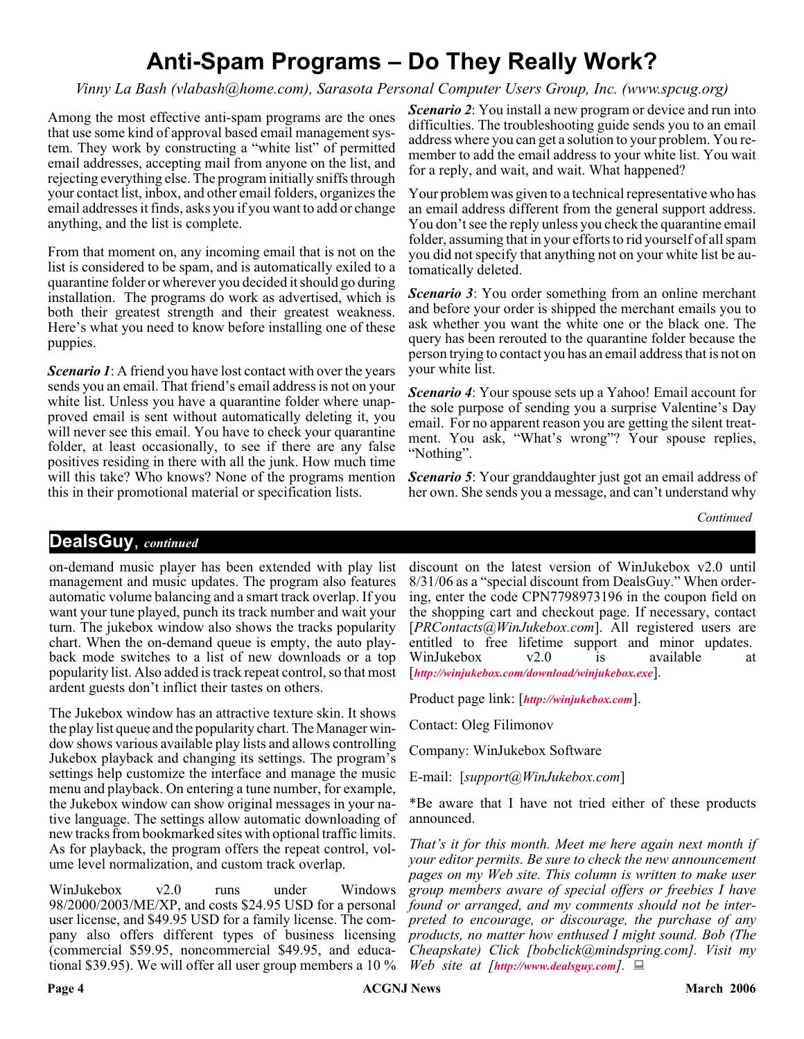# Anti-Spam Programs – Do They Really Work?

*Vinny La Bash (vlabash@home.com), Sarasota Personal Computer Users Group, Inc. (www.spcug.org)*

Among the most effective anti-spam programs are the ones that use some kind of approval based email management system. They work by constructing a "white list" of permitted email addresses, accepting mail from anyone on the list, and rejecting everything else. The program initially sniffs through your contact list, inbox, and other email folders, organizes the email addresses it finds, asks you if you want to add or change anything, and the list is complete.

From that moment on, any incoming email that is not on the list is considered to be spam, and is automatically exiled to a quarantine folder or wherever you decided it should go during installation. The programs do work as advertised, which is both their greatest strength and their greatest weakness. Here's what you need to know before installing one of these puppies.

***Scenario 1***: A friend you have lost contact with over the years sends you an email. That friend's email address is not on your white list. Unless you have a quarantine folder where unapproved email is sent without automatically deleting it, you will never see this email. You have to check your quarantine folder, at least occasionally, to see if there are any false positives residing in there with all the junk. How much time will this take? Who knows? None of the programs mention this in their promotional material or specification lists.

***Scenario 2***: You install a new program or device and run into difficulties. The troubleshooting guide sends you to an email address where you can get a solution to your problem. You remember to add the email address to your white list. You wait for a reply, and wait, and wait. What happened?

Your problem was given to a technical representative who has an email address different from the general support address. You don't see the reply unless you check the quarantine email folder, assuming that in your efforts to rid yourself of all spam you did not specify that anything not on your white list be automatically deleted.

***Scenario 3***: You order something from an online merchant and before your order is shipped the merchant emails you to ask whether you want the white one or the black one. The query has been rerouted to the quarantine folder because the person trying to contact you has an email address that is not on your white list.

***Scenario 4***: Your spouse sets up a Yahoo! Email account for the sole purpose of sending you a surprise Valentine's Day email. For no apparent reason you are getting the silent treatment. You ask, "What's wrong"? Your spouse replies, "Nothing".

***Scenario 5***: Your granddaughter just got an email address of her own. She sends you a message, and can't understand why

*Continued*

## DealsGuy, *continued*

on-demand music player has been extended with play list management and music updates. The program also features automatic volume balancing and a smart track overlap. If you want your tune played, punch its track number and wait your turn. The jukebox window also shows the tracks popularity chart. When the on-demand queue is empty, the auto playback mode switches to a list of new downloads or a top popularity list. Also added is track repeat control, so that most ardent guests don't inflict their tastes on others.

The Jukebox window has an attractive texture skin. It shows the play list queue and the popularity chart. The Manager window shows various available play lists and allows controlling Jukebox playback and changing its settings. The program's settings help customize the interface and manage the music menu and playback. On entering a tune number, for example, the Jukebox window can show original messages in your native language. The settings allow automatic downloading of new tracks from bookmarked sites with optional traffic limits. As for playback, the program offers the repeat control, volume level normalization, and custom track overlap.

WinJukebox v2.0 runs under Windows 98/2000/2003/ME/XP, and costs $24.95 USD for a personal user license, and $49.95 USD for a family license. The company also offers different types of business licensing (commercial $59.95, noncommercial $49.95, and educational $39.95). We will offer all user group members a 10 % discount on the latest version of WinJukebox v2.0 until 8/31/06 as a "special discount from DealsGuy." When ordering, enter the code CPN7798973196 in the coupon field on the shopping cart and checkout page. If necessary, contact [*PRContacts@WinJukebox.com*]. All registered users are entitled to free lifetime support and minor updates. WinJukebox v2.0 is available at [***http://winjukebox.com/download/winjukebox.exe***].

Product page link: [***http://winjukebox.com***].

Contact: Oleg Filimonov

Company: WinJukebox Software

E-mail: [*support@WinJukebox.com*]

*Be aware that I have not tried either of these products announced.

*That's it for this month. Meet me here again next month if your editor permits. Be sure to check the new announcement pages on my Web site. This column is written to make user group members aware of special offers or freebies I have found or arranged, and my comments should not be interpreted to encourage, or discourage, the purchase of any products, no matter how enthused I might sound. Bob (The Cheapskate) Click [bobclick@mindspring.com]. Visit my Web site at [**http://www.dealsguy.com**].*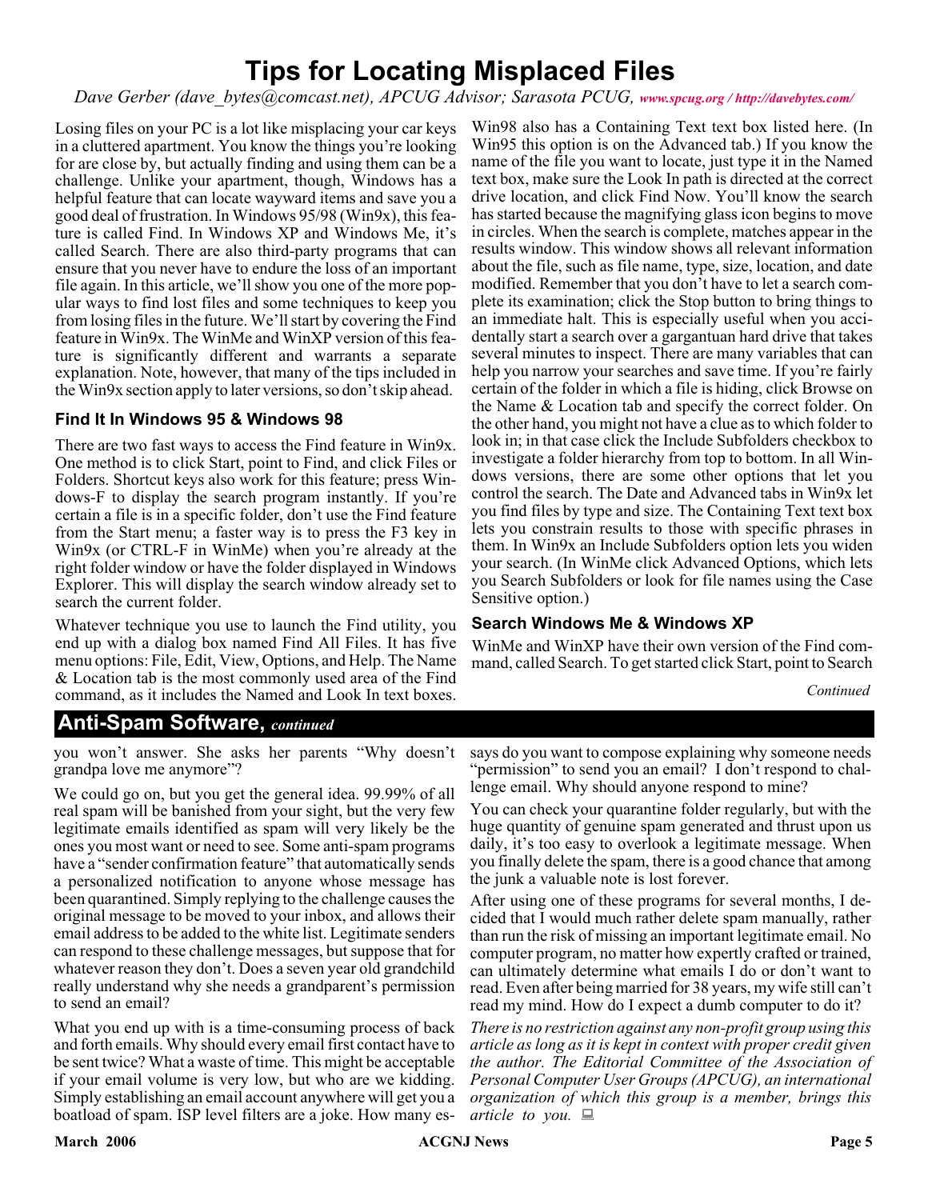# Tips for Locating Misplaced Files

*Dave Gerber (dave_bytes@comcast.net), APCUG Advisor; Sarasota PCUG, www.spcug.org / http://davebytes.com/*

Losing files on your PC is a lot like misplacing your car keys in a cluttered apartment. You know the things you're looking for are close by, but actually finding and using them can be a challenge. Unlike your apartment, though, Windows has a helpful feature that can locate wayward items and save you a good deal of frustration. In Windows 95/98 (Win9x), this feature is called Find. In Windows XP and Windows Me, it's called Search. There are also third-party programs that can ensure that you never have to endure the loss of an important file again. In this article, we'll show you one of the more popular ways to find lost files and some techniques to keep you from losing files in the future. We'll start by covering the Find feature in Win9x. The WinMe and WinXP version of this feature is significantly different and warrants a separate explanation. Note, however, that many of the tips included in the Win9x section apply to later versions, so don't skip ahead.

### Find It In Windows 95 & Windows 98

There are two fast ways to access the Find feature in Win9x. One method is to click Start, point to Find, and click Files or Folders. Shortcut keys also work for this feature; press Windows-F to display the search program instantly. If you're certain a file is in a specific folder, don't use the Find feature from the Start menu; a faster way is to press the F3 key in Win9x (or CTRL-F in WinMe) when you're already at the right folder window or have the folder displayed in Windows Explorer. This will display the search window already set to search the current folder.

Whatever technique you use to launch the Find utility, you end up with a dialog box named Find All Files. It has five menu options: File, Edit, View, Options, and Help. The Name & Location tab is the most commonly used area of the Find command, as it includes the Named and Look In text boxes. Win98 also has a Containing Text text box listed here. (In Win95 this option is on the Advanced tab.) If you know the name of the file you want to locate, just type it in the Named text box, make sure the Look In path is directed at the correct drive location, and click Find Now. You'll know the search has started because the magnifying glass icon begins to move in circles. When the search is complete, matches appear in the results window. This window shows all relevant information about the file, such as file name, type, size, location, and date modified. Remember that you don't have to let a search complete its examination; click the Stop button to bring things to an immediate halt. This is especially useful when you accidentally start a search over a gargantuan hard drive that takes several minutes to inspect. There are many variables that can help you narrow your searches and save time. If you're fairly certain of the folder in which a file is hiding, click Browse on the Name & Location tab and specify the correct folder. On the other hand, you might not have a clue as to which folder to look in; in that case click the Include Subfolders checkbox to investigate a folder hierarchy from top to bottom. In all Windows versions, there are some other options that let you control the search. The Date and Advanced tabs in Win9x let you find files by type and size. The Containing Text text box lets you constrain results to those with specific phrases in them. In Win9x an Include Subfolders option lets you widen your search. (In WinMe click Advanced Options, which lets you Search Subfolders or look for file names using the Case Sensitive option.)

### Search Windows Me & Windows XP

WinMe and WinXP have their own version of the Find command, called Search. To get started click Start, point to Search

*Continued*

## Anti-Spam Software, *continued*

you won't answer. She asks her parents "Why doesn't grandpa love me anymore"?

We could go on, but you get the general idea. 99.99% of all real spam will be banished from your sight, but the very few legitimate emails identified as spam will very likely be the ones you most want or need to see. Some anti-spam programs have a "sender confirmation feature" that automatically sends a personalized notification to anyone whose message has been quarantined. Simply replying to the challenge causes the original message to be moved to your inbox, and allows their email address to be added to the white list. Legitimate senders can respond to these challenge messages, but suppose that for whatever reason they don't. Does a seven year old grandchild really understand why she needs a grandparent's permission to send an email?

What you end up with is a time-consuming process of back and forth emails. Why should every email first contact have to be sent twice? What a waste of time. This might be acceptable if your email volume is very low, but who are we kidding. Simply establishing an email account anywhere will get you a boatload of spam. ISP level filters are a joke. How many essays do you want to compose explaining why someone needs "permission" to send you an email? I don't respond to challenge email. Why should anyone respond to mine?

You can check your quarantine folder regularly, but with the huge quantity of genuine spam generated and thrust upon us daily, it's too easy to overlook a legitimate message. When you finally delete the spam, there is a good chance that among the junk a valuable note is lost forever.

After using one of these programs for several months, I decided that I would much rather delete spam manually, rather than run the risk of missing an important legitimate email. No computer program, no matter how expertly crafted or trained, can ultimately determine what emails I do or don't want to read. Even after being married for 38 years, my wife still can't read my mind. How do I expect a dumb computer to do it?

*There is no restriction against any non-profit group using this article as long as it is kept in context with proper credit given the author. The Editorial Committee of the Association of Personal Computer User Groups (APCUG), an international organization of which this group is a member, brings this article to you.*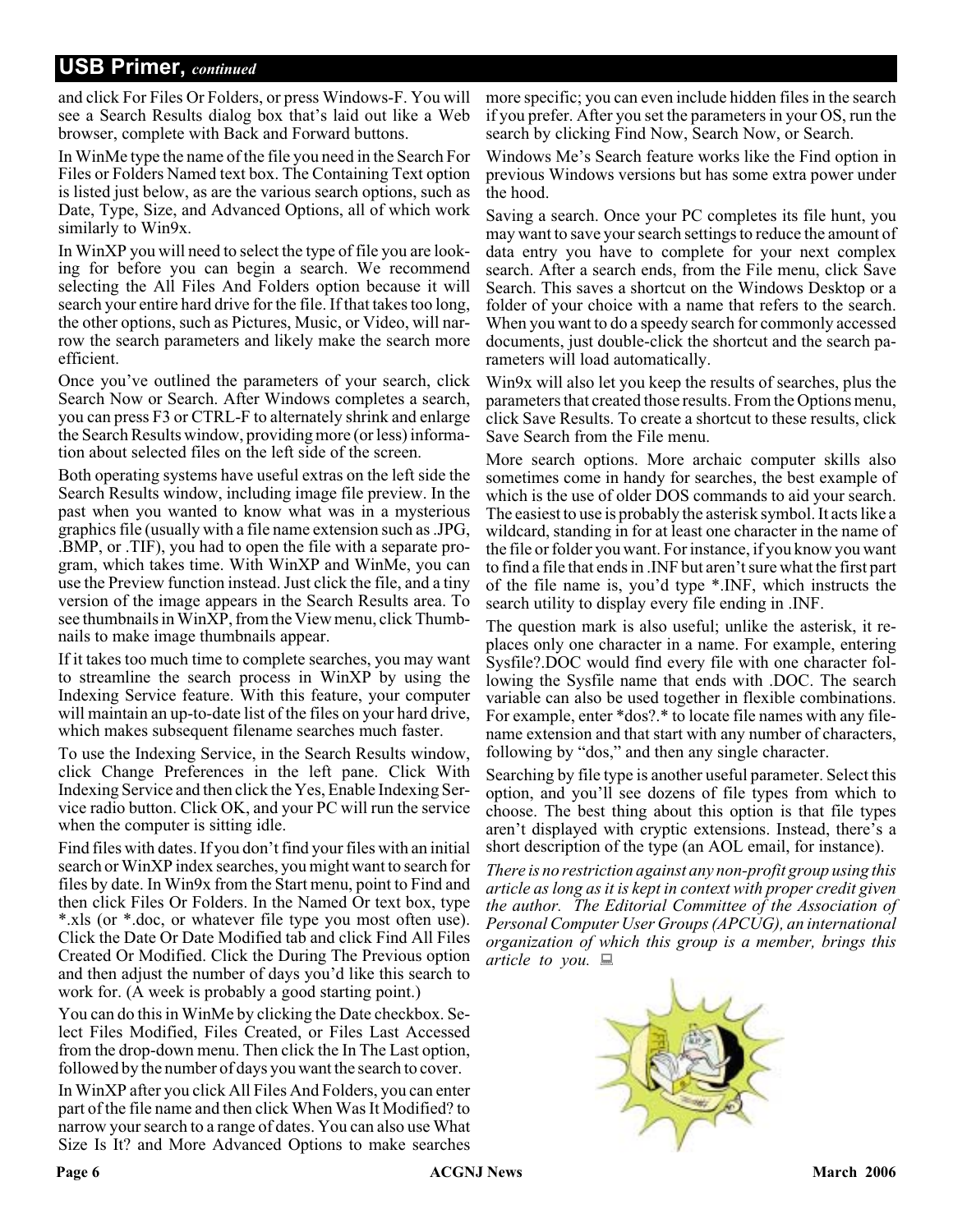## USB Primer, *continued*

and click For Files Or Folders, or press Windows-F. You will see a Search Results dialog box that's laid out like a Web browser, complete with Back and Forward buttons.

In WinMe type the name of the file you need in the Search For Files or Folders Named text box. The Containing Text option is listed just below, as are the various search options, such as Date, Type, Size, and Advanced Options, all of which work similarly to Win9x.

In WinXP you will need to select the type of file you are looking for before you can begin a search. We recommend selecting the All Files And Folders option because it will search your entire hard drive for the file. If that takes too long, the other options, such as Pictures, Music, or Video, will narrow the search parameters and likely make the search more efficient.

Once you've outlined the parameters of your search, click Search Now or Search. After Windows completes a search, you can press F3 or CTRL-F to alternately shrink and enlarge the Search Results window, providing more (or less) information about selected files on the left side of the screen.

Both operating systems have useful extras on the left side the Search Results window, including image file preview. In the past when you wanted to know what was in a mysterious graphics file (usually with a file name extension such as .JPG, .BMP, or .TIF), you had to open the file with a separate program, which takes time. With WinXP and WinMe, you can use the Preview function instead. Just click the file, and a tiny version of the image appears in the Search Results area. To see thumbnails in WinXP, from the View menu, click Thumbnails to make image thumbnails appear.

If it takes too much time to complete searches, you may want to streamline the search process in WinXP by using the Indexing Service feature. With this feature, your computer will maintain an up-to-date list of the files on your hard drive, which makes subsequent filename searches much faster.

To use the Indexing Service, in the Search Results window, click Change Preferences in the left pane. Click With Indexing Service and then click the Yes, Enable Indexing Service radio button. Click OK, and your PC will run the service when the computer is sitting idle.

Find files with dates. If you don't find your files with an initial search or WinXP index searches, you might want to search for files by date. In Win9x from the Start menu, point to Find and then click Files Or Folders. In the Named Or text box, type *.xls (or *.doc, or whatever file type you most often use). Click the Date Or Date Modified tab and click Find All Files Created Or Modified. Click the During The Previous option and then adjust the number of days you'd like this search to work for. (A week is probably a good starting point.)

You can do this in WinMe by clicking the Date checkbox. Select Files Modified, Files Created, or Files Last Accessed from the drop-down menu. Then click the In The Last option, followed by the number of days you want the search to cover.

In WinXP after you click All Files And Folders, you can enter part of the file name and then click When Was It Modified? to narrow your search to a range of dates. You can also use What Size Is It? and More Advanced Options to make searches more specific; you can even include hidden files in the search if you prefer. After you set the parameters in your OS, run the search by clicking Find Now, Search Now, or Search.

Windows Me's Search feature works like the Find option in previous Windows versions but has some extra power under the hood.

Saving a search. Once your PC completes its file hunt, you may want to save your search settings to reduce the amount of data entry you have to complete for your next complex search. After a search ends, from the File menu, click Save Search. This saves a shortcut on the Windows Desktop or a folder of your choice with a name that refers to the search. When you want to do a speedy search for commonly accessed documents, just double-click the shortcut and the search parameters will load automatically.

Win9x will also let you keep the results of searches, plus the parameters that created those results. From the Options menu, click Save Results. To create a shortcut to these results, click Save Search from the File menu.

More search options. More archaic computer skills also sometimes come in handy for searches, the best example of which is the use of older DOS commands to aid your search. The easiest to use is probably the asterisk symbol. It acts like a wildcard, standing in for at least one character in the name of the file or folder you want. For instance, if you know you want to find a file that ends in .INF but aren't sure what the first part of the file name is, you'd type *.INF, which instructs the search utility to display every file ending in .INF.

The question mark is also useful; unlike the asterisk, it replaces only one character in a name. For example, entering Sysfile?.DOC would find every file with one character following the Sysfile name that ends with .DOC. The search variable can also be used together in flexible combinations. For example, enter *dos?.* to locate file names with any filename extension and that start with any number of characters, following by "dos," and then any single character.

Searching by file type is another useful parameter. Select this option, and you'll see dozens of file types from which to choose. The best thing about this option is that file types aren't displayed with cryptic extensions. Instead, there's a short description of the type (an AOL email, for instance).

*There is no restriction against any non-profit group using this article as long as it is kept in context with proper credit given the author. The Editorial Committee of the Association of Personal Computer User Groups (APCUG), an international organization of which this group is a member, brings this article to you.*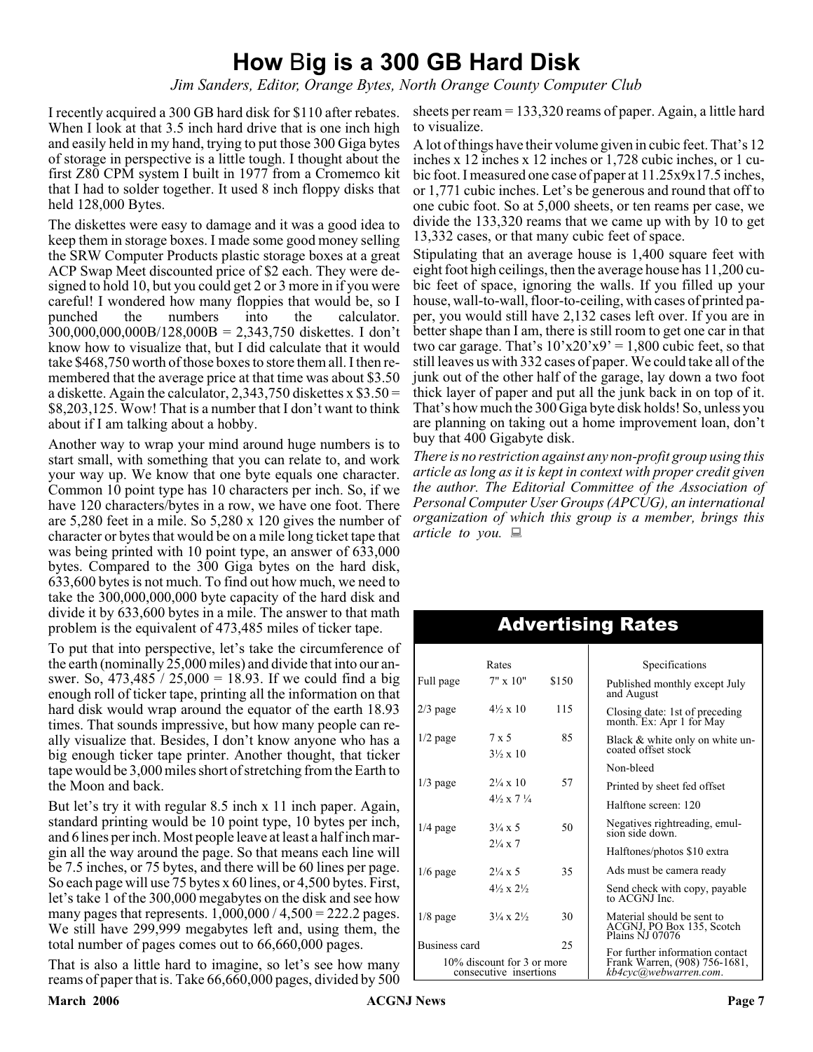# How Big is a 300 GB Hard Disk

*Jim Sanders, Editor, Orange Bytes, North Orange County Computer Club*

I recently acquired a 300 GB hard disk for $110 after rebates. When I look at that 3.5 inch hard drive that is one inch high and easily held in my hand, trying to put those 300 Giga bytes of storage in perspective is a little tough. I thought about the first Z80 CPM system I built in 1977 from a Cromemco kit that I had to solder together. It used 8 inch floppy disks that held 128,000 Bytes.

The diskettes were easy to damage and it was a good idea to keep them in storage boxes. I made some good money selling the SRW Computer Products plastic storage boxes at a great ACP Swap Meet discounted price of $2 each. They were designed to hold 10, but you could get 2 or 3 more in if you were careful! I wondered how many floppies that would be, so I punched the numbers into the calculator. 300,000,000,000B/128,000B = 2,343,750 diskettes. I don't know how to visualize that, but I did calculate that it would take $468,750 worth of those boxes to store them all. I then remembered that the average price at that time was about $3.50 a diskette. Again the calculator, 2,343,750 diskettes x $3.50 = $8,203,125. Wow! That is a number that I don't want to think about if I am talking about a hobby.

Another way to wrap your mind around huge numbers is to start small, with something that you can relate to, and work your way up. We know that one byte equals one character. Common 10 point type has 10 characters per inch. So, if we have 120 characters/bytes in a row, we have one foot. There are 5,280 feet in a mile. So 5,280 x 120 gives the number of character or bytes that would be on a mile long ticket tape that was being printed with 10 point type, an answer of 633,000 bytes. Compared to the 300 Giga bytes on the hard disk, 633,600 bytes is not much. To find out how much, we need to take the 300,000,000,000 byte capacity of the hard disk and divide it by 633,600 bytes in a mile. The answer to that math problem is the equivalent of 473,485 miles of ticker tape.

To put that into perspective, let's take the circumference of the earth (nominally 25,000 miles) and divide that into our answer. So, 473,485 / 25,000 = 18.93. If we could find a big enough roll of ticker tape, printing all the information on that hard disk would wrap around the equator of the earth 18.93 times. That sounds impressive, but how many people can really visualize that. Besides, I don't know anyone who has a big enough ticker tape printer. Another thought, that ticker tape would be 3,000 miles short of stretching from the Earth to the Moon and back.

But let's try it with regular 8.5 inch x 11 inch paper. Again, standard printing would be 10 point type, 10 bytes per inch, and 6 lines per inch. Most people leave at least a half inch margin all the way around the page. So that means each line will be 7.5 inches, or 75 bytes, and there will be 60 lines per page. So each page will use 75 bytes x 60 lines, or 4,500 bytes. First, let's take 1 of the 300,000 megabytes on the disk and see how many pages that represents. 1,000,000 / 4,500 = 222.2 pages. We still have 299,999 megabytes left and, using them, the total number of pages comes out to 66,660,000 pages.

That is also a little hard to imagine, so let's see how many reams of paper that is. Take 66,660,000 pages, divided by 500 sheets per ream = 133,320 reams of paper. Again, a little hard to visualize.

A lot of things have their volume given in cubic feet. That's 12 inches x 12 inches x 12 inches or 1,728 cubic inches, or 1 cubic foot. I measured one case of paper at 11.25x9x17.5 inches, or 1,771 cubic inches. Let's be generous and round that off to one cubic foot. So at 5,000 sheets, or ten reams per case, we divide the 133,320 reams that we came up with by 10 to get 13,332 cases, or that many cubic feet of space.

Stipulating that an average house is 1,400 square feet with eight foot high ceilings, then the average house has 11,200 cubic feet of space, ignoring the walls. If you filled up your house, wall-to-wall, floor-to-ceiling, with cases of printed paper, you would still have 2,132 cases left over. If you are in better shape than I am, there is still room to get one car in that two car garage. That's 10'x20'x9' = 1,800 cubic feet, so that still leaves us with 332 cases of paper. We could take all of the junk out of the other half of the garage, lay down a two foot thick layer of paper and put all the junk back in on top of it. That's how much the 300 Giga byte disk holds! So, unless you are planning on taking out a home improvement loan, don't buy that 400 Gigabyte disk.

*There is no restriction against any non-profit group using this article as long as it is kept in context with proper credit given the author. The Editorial Committee of the Association of Personal Computer User Groups (APCUG), an international organization of which this group is a member, brings this article to you.*

## Advertising Rates

| Rates | | |
|---|---|---|
| Full page | 7" x 10" | $150 |
| 2/3 page | 4½ x 10 | 115 |
| 1/2 page | 7 x 5<br>3½ x 10 | 85 |
| 1/3 page | 2¼ x 10<br>4½ x 7 ¼ | 57 |
| 1/4 page | 3¼ x 5<br>2¼ x 7 | 50 |
| 1/6 page | 2¼ x 5<br>4½ x 2½ | 35 |
| 1/8 page | 3¼ x 2½ | 30 |
| Business card | | 25 |

10% discount for 3 or more consecutive insertions

**Specifications**

- Published monthly except July and August
- Closing date: 1st of preceding month. Ex: Apr 1 for May
- Black & white only on white uncoated offset stock
- Non-bleed
- Printed by sheet fed offset
- Halftone screen: 120
- Negatives rightreading, emulsion side down.
- Halftones/photos $10 extra
- Ads must be camera ready
- Send check with copy, payable to ACGNJ Inc.
- Material should be sent to ACGNJ, PO Box 135, Scotch Plains NJ 07076
- For further information contact Frank Warren, (908) 756-1681, *kb4cyc@webwarren.com*.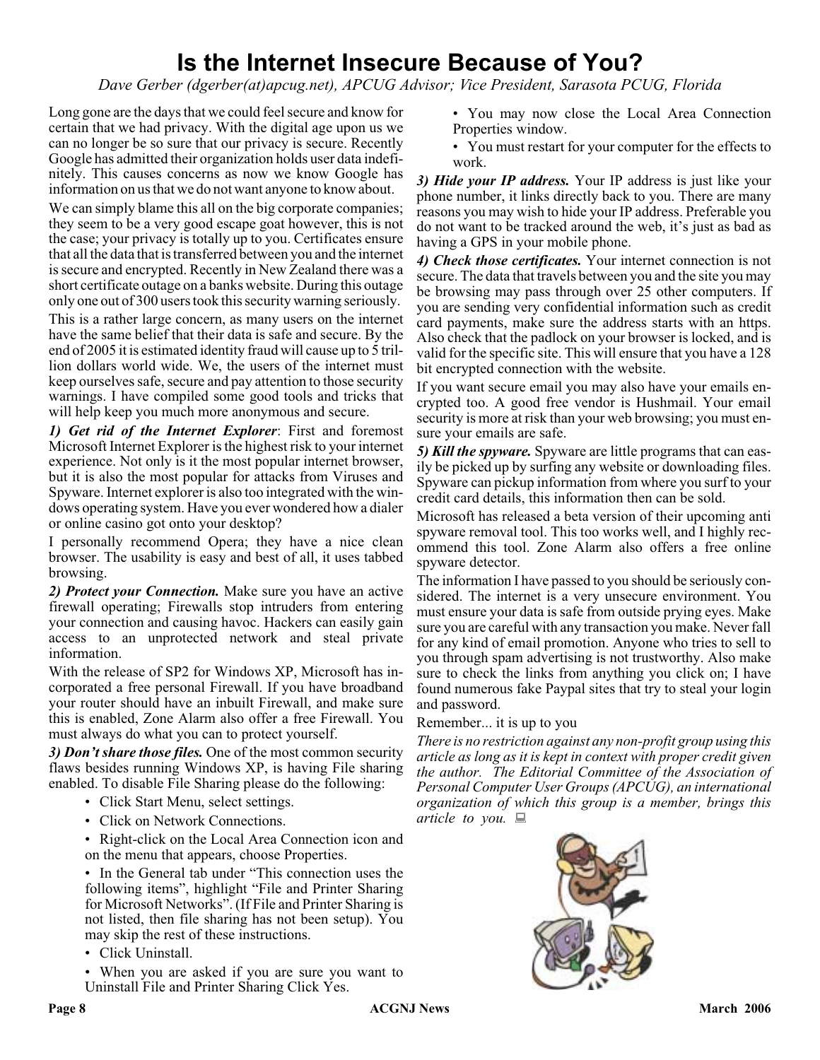# Is the Internet Insecure Because of You?

*Dave Gerber (dgerber(at)apcug.net), APCUG Advisor; Vice President, Sarasota PCUG, Florida*

Long gone are the days that we could feel secure and know for certain that we had privacy. With the digital age upon us we can no longer be so sure that our privacy is secure. Recently Google has admitted their organization holds user data indefinitely. This causes concerns as now we know Google has information on us that we do not want anyone to know about.

We can simply blame this all on the big corporate companies; they seem to be a very good escape goat however, this is not the case; your privacy is totally up to you. Certificates ensure that all the data that is transferred between you and the internet is secure and encrypted. Recently in New Zealand there was a short certificate outage on a banks website. During this outage only one out of 300 users took this security warning seriously.

This is a rather large concern, as many users on the internet have the same belief that their data is safe and secure. By the end of 2005 it is estimated identity fraud will cause up to 5 trillion dollars world wide. We, the users of the internet must keep ourselves safe, secure and pay attention to those security warnings. I have compiled some good tools and tricks that will help keep you much more anonymous and secure.

***1) Get rid of the Internet Explorer***: First and foremost Microsoft Internet Explorer is the highest risk to your internet experience. Not only is it the most popular internet browser, but it is also the most popular for attacks from Viruses and Spyware. Internet explorer is also too integrated with the windows operating system. Have you ever wondered how a dialer or online casino got onto your desktop?

I personally recommend Opera; they have a nice clean browser. The usability is easy and best of all, it uses tabbed browsing.

***2) Protect your Connection.*** Make sure you have an active firewall operating; Firewalls stop intruders from entering your connection and causing havoc. Hackers can easily gain access to an unprotected network and steal private information.

With the release of SP2 for Windows XP, Microsoft has incorporated a free personal Firewall. If you have broadband your router should have an inbuilt Firewall, and make sure this is enabled, Zone Alarm also offer a free Firewall. You must always do what you can to protect yourself.

***3) Don't share those files.*** One of the most common security flaws besides running Windows XP, is having File sharing enabled. To disable File Sharing please do the following:

- Click Start Menu, select settings.
- Click on Network Connections.
- Right-click on the Local Area Connection icon and on the menu that appears, choose Properties.
- In the General tab under "This connection uses the following items", highlight "File and Printer Sharing for Microsoft Networks". (If File and Printer Sharing is not listed, then file sharing has not been setup). You may skip the rest of these instructions.
- Click Uninstall.
- When you are asked if you are sure you want to Uninstall File and Printer Sharing Click Yes.
- You may now close the Local Area Connection Properties window.
- You must restart for your computer for the effects to work.

***3) Hide your IP address.*** Your IP address is just like your phone number, it links directly back to you. There are many reasons you may wish to hide your IP address. Preferable you do not want to be tracked around the web, it's just as bad as having a GPS in your mobile phone.

***4) Check those certificates.*** Your internet connection is not secure. The data that travels between you and the site you may be browsing may pass through over 25 other computers. If you are sending very confidential information such as credit card payments, make sure the address starts with an https. Also check that the padlock on your browser is locked, and is valid for the specific site. This will ensure that you have a 128 bit encrypted connection with the website.

If you want secure email you may also have your emails encrypted too. A good free vendor is Hushmail. Your email security is more at risk than your web browsing; you must ensure your emails are safe.

***5) Kill the spyware.*** Spyware are little programs that can easily be picked up by surfing any website or downloading files. Spyware can pickup information from where you surf to your credit card details, this information then can be sold.

Microsoft has released a beta version of their upcoming anti spyware removal tool. This too works well, and I highly recommend this tool. Zone Alarm also offers a free online spyware detector.

The information I have passed to you should be seriously considered. The internet is a very unsecure environment. You must ensure your data is safe from outside prying eyes. Make sure you are careful with any transaction you make. Never fall for any kind of email promotion. Anyone who tries to sell to you through spam advertising is not trustworthy. Also make sure to check the links from anything you click on; I have found numerous fake Paypal sites that try to steal your login and password.

Remember... it is up to you

*There is no restriction against any non-profit group using this article as long as it is kept in context with proper credit given the author. The Editorial Committee of the Association of Personal Computer User Groups (APCUG), an international organization of which this group is a member, brings this article to you.*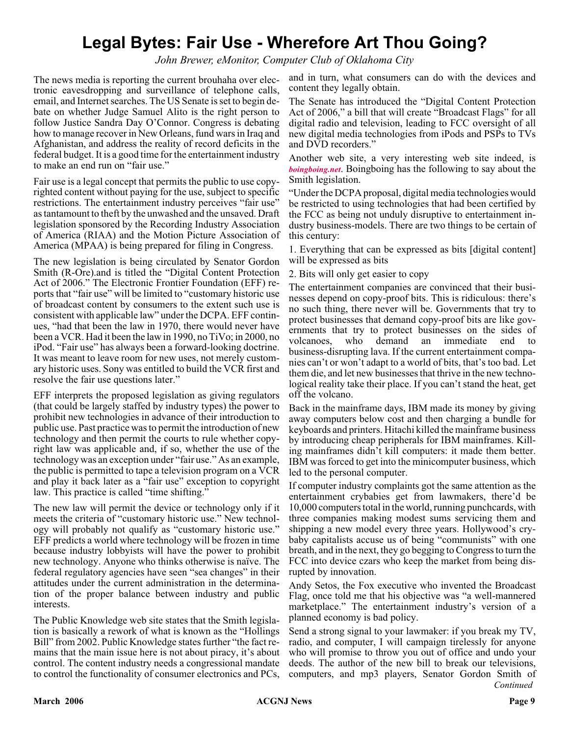# Legal Bytes: Fair Use - Wherefore Art Thou Going?

*John Brewer, eMonitor, Computer Club of Oklahoma City*

The news media is reporting the current brouhaha over electronic eavesdropping and surveillance of telephone calls, email, and Internet searches. The US Senate is set to begin debate on whether Judge Samuel Alito is the right person to follow Justice Sandra Day O'Connor. Congress is debating how to manage recover in New Orleans, fund wars in Iraq and Afghanistan, and address the reality of record deficits in the federal budget. It is a good time for the entertainment industry to make an end run on "fair use."

Fair use is a legal concept that permits the public to use copyrighted content without paying for the use, subject to specific restrictions. The entertainment industry perceives "fair use" as tantamount to theft by the unwashed and the unsaved. Draft legislation sponsored by the Recording Industry Association of America (RIAA) and the Motion Picture Association of America (MPAA) is being prepared for filing in Congress.

The new legislation is being circulated by Senator Gordon Smith (R-Ore).and is titled the "Digital Content Protection Act of 2006." The Electronic Frontier Foundation (EFF) reports that "fair use" will be limited to "customary historic use of broadcast content by consumers to the extent such use is consistent with applicable law" under the DCPA. EFF continues, "had that been the law in 1970, there would never have been a VCR. Had it been the law in 1990, no TiVo; in 2000, no iPod. "Fair use" has always been a forward-looking doctrine. It was meant to leave room for new uses, not merely customary historic uses. Sony was entitled to build the VCR first and resolve the fair use questions later."

EFF interprets the proposed legislation as giving regulators (that could be largely staffed by industry types) the power to prohibit new technologies in advance of their introduction to public use. Past practice was to permit the introduction of new technology and then permit the courts to rule whether copyright law was applicable and, if so, whether the use of the technology was an exception under "fair use." As an example, the public is permitted to tape a television program on a VCR and play it back later as a "fair use" exception to copyright law. This practice is called "time shifting."

The new law will permit the device or technology only if it meets the criteria of "customary historic use." New technology will probably not qualify as "customary historic use." EFF predicts a world where technology will be frozen in time because industry lobbyists will have the power to prohibit new technology. Anyone who thinks otherwise is naïve. The federal regulatory agencies have seen "sea changes" in their attitudes under the current administration in the determination of the proper balance between industry and public interests.

The Public Knowledge web site states that the Smith legislation is basically a rework of what is known as the "Hollings Bill" from 2002. Public Knowledge states further "the fact remains that the main issue here is not about piracy, it's about control. The content industry needs a congressional mandate to control the functionality of consumer electronics and PCs, and in turn, what consumers can do with the devices and content they legally obtain.

The Senate has introduced the "Digital Content Protection Act of 2006," a bill that will create "Broadcast Flags" for all digital radio and television, leading to FCC oversight of all new digital media technologies from iPods and PSPs to TVs and DVD recorders."

Another web site, a very interesting web site indeed, is ***boingboing.net***. Boingboing has the following to say about the Smith legislation.

"Under the DCPA proposal, digital media technologies would be restricted to using technologies that had been certified by the FCC as being not unduly disruptive to entertainment industry business-models. There are two things to be certain of this century:

1. Everything that can be expressed as bits [digital content] will be expressed as bits
2. Bits will only get easier to copy

The entertainment companies are convinced that their businesses depend on copy-proof bits. This is ridiculous: there's no such thing, there never will be. Governments that try to protect businesses that demand copy-proof bits are like governments that try to protect businesses on the sides of volcanoes, who demand an immediate end to business-disrupting lava. If the current entertainment companies can't or won't adapt to a world of bits, that's too bad. Let them die, and let new businesses that thrive in the new technological reality take their place. If you can't stand the heat, get off the volcano.

Back in the mainframe days, IBM made its money by giving away computers below cost and then charging a bundle for keyboards and printers. Hitachi killed the mainframe business by introducing cheap peripherals for IBM mainframes. Killing mainframes didn't kill computers: it made them better. IBM was forced to get into the minicomputer business, which led to the personal computer.

If computer industry complaints got the same attention as the entertainment crybabies get from lawmakers, there'd be 10,000 computers total in the world, running punchcards, with three companies making modest sums servicing them and shipping a new model every three years. Hollywood's crybaby capitalists accuse us of being "communists" with one breath, and in the next, they go begging to Congress to turn the FCC into device czars who keep the market from being disrupted by innovation.

Andy Setos, the Fox executive who invented the Broadcast Flag, once told me that his objective was "a well-mannered marketplace." The entertainment industry's version of a planned economy is bad policy.

Send a strong signal to your lawmaker: if you break my TV, radio, and computer, I will campaign tirelessly for anyone who will promise to throw you out of office and undo your deeds. The author of the new bill to break our televisions, computers, and mp3 players, Senator Gordon Smith of

*Continued*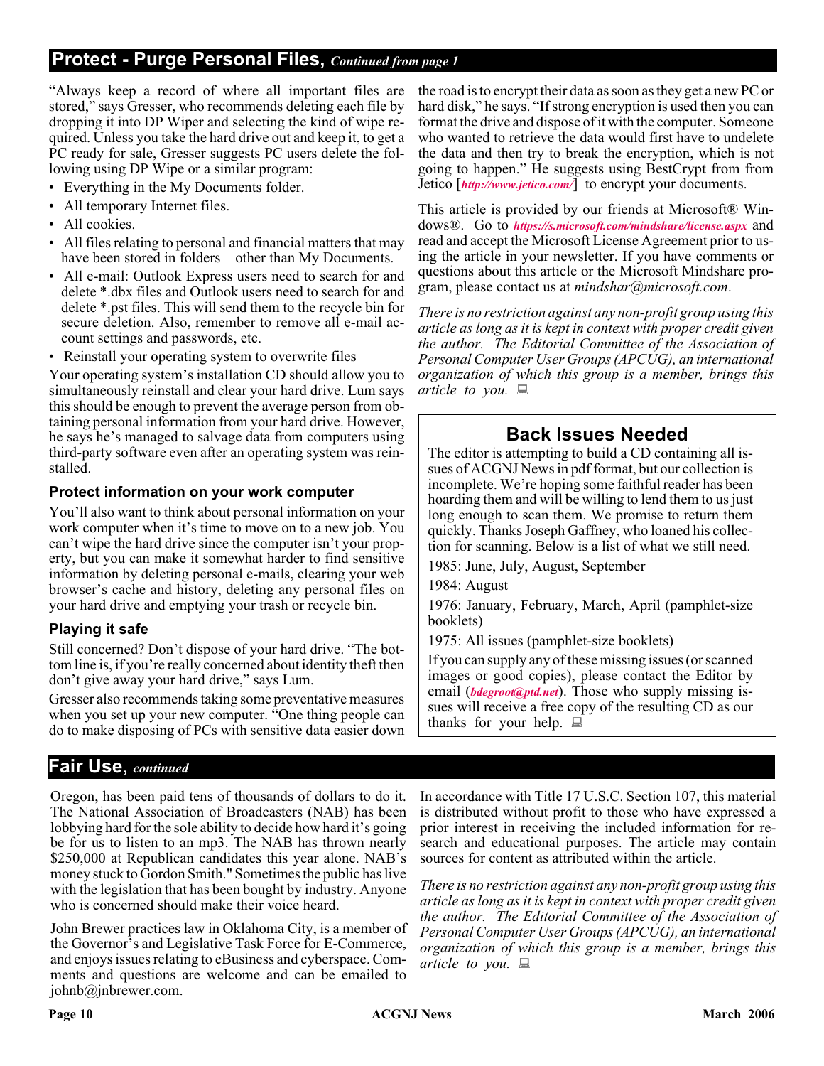## Protect - Purge Personal Files, *Continued from page 1*

"Always keep a record of where all important files are stored," says Gresser, who recommends deleting each file by dropping it into DP Wiper and selecting the kind of wipe required. Unless you take the hard drive out and keep it, to get a PC ready for sale, Gresser suggests PC users delete the following using DP Wipe or a similar program:

- Everything in the My Documents folder.
- All temporary Internet files.
- All cookies.
- All files relating to personal and financial matters that may have been stored in folders other than My Documents.
- All e-mail: Outlook Express users need to search for and delete *.dbx files and Outlook users need to search for and delete *.pst files. This will send them to the recycle bin for secure deletion. Also, remember to remove all e-mail account settings and passwords, etc.
- Reinstall your operating system to overwrite files

Your operating system's installation CD should allow you to simultaneously reinstall and clear your hard drive. Lum says this should be enough to prevent the average person from obtaining personal information from your hard drive. However, he says he's managed to salvage data from computers using third-party software even after an operating system was reinstalled.

### Protect information on your work computer

You'll also want to think about personal information on your work computer when it's time to move on to a new job. You can't wipe the hard drive since the computer isn't your property, but you can make it somewhat harder to find sensitive information by deleting personal e-mails, clearing your web browser's cache and history, deleting any personal files on your hard drive and emptying your trash or recycle bin.

### Playing it safe

Still concerned? Don't dispose of your hard drive. "The bottom line is, if you're really concerned about identity theft then don't give away your hard drive," says Lum.

Gresser also recommends taking some preventative measures when you set up your new computer. "One thing people can do to make disposing of PCs with sensitive data easier down the road is to encrypt their data as soon as they get a new PC or hard disk," he says. "If strong encryption is used then you can format the drive and dispose of it with the computer. Someone who wanted to retrieve the data would first have to undelete the data and then try to break the encryption, which is not going to happen." He suggests using BestCrypt from from Jetico [*http://www.jetico.com/*] to encrypt your documents.

This article is provided by our friends at Microsoft® Windows®. Go to *https://s.microsoft.com/mindshare/license.aspx* and read and accept the Microsoft License Agreement prior to using the article in your newsletter. If you have comments or questions about this article or the Microsoft Mindshare program, please contact us at *mindshar@microsoft.com*.

*There is no restriction against any non-profit group using this article as long as it is kept in context with proper credit given the author. The Editorial Committee of the Association of Personal Computer User Groups (APCUG), an international organization of which this group is a member, brings this article to you.*

## Back Issues Needed

The editor is attempting to build a CD containing all issues of ACGNJ News in pdf format, but our collection is incomplete. We're hoping some faithful reader has been hoarding them and will be willing to lend them to us just long enough to scan them. We promise to return them quickly. Thanks Joseph Gaffney, who loaned his collection for scanning. Below is a list of what we still need.

1985: June, July, August, September

1984: August

1976: January, February, March, April (pamphlet-size booklets)

1975: All issues (pamphlet-size booklets)

If you can supply any of these missing issues (or scanned images or good copies), please contact the Editor by email (*bdegroot@ptd.net*). Those who supply missing issues will receive a free copy of the resulting CD as our thanks for your help.

## Fair Use, *continued*

Oregon, has been paid tens of thousands of dollars to do it. The National Association of Broadcasters (NAB) has been lobbying hard for the sole ability to decide how hard it's going be for us to listen to an mp3. The NAB has thrown nearly $250,000 at Republican candidates this year. NAB's money stuck to Gordon Smith." Sometimes the public has live with the legislation that has been bought by industry. Anyone who is concerned should make their voice heard.

John Brewer practices law in Oklahoma City, is a member of the Governor's and Legislative Task Force for E-Commerce, and enjoys issues relating to eBusiness and cyberspace. Comments and questions are welcome and can be emailed to johnb@jnbrewer.com.

In accordance with Title 17 U.S.C. Section 107, this material is distributed without profit to those who have expressed a prior interest in receiving the included information for research and educational purposes. The article may contain sources for content as attributed within the article.

*There is no restriction against any non-profit group using this article as long as it is kept in context with proper credit given the author. The Editorial Committee of the Association of Personal Computer User Groups (APCUG), an international organization of which this group is a member, brings this article to you.*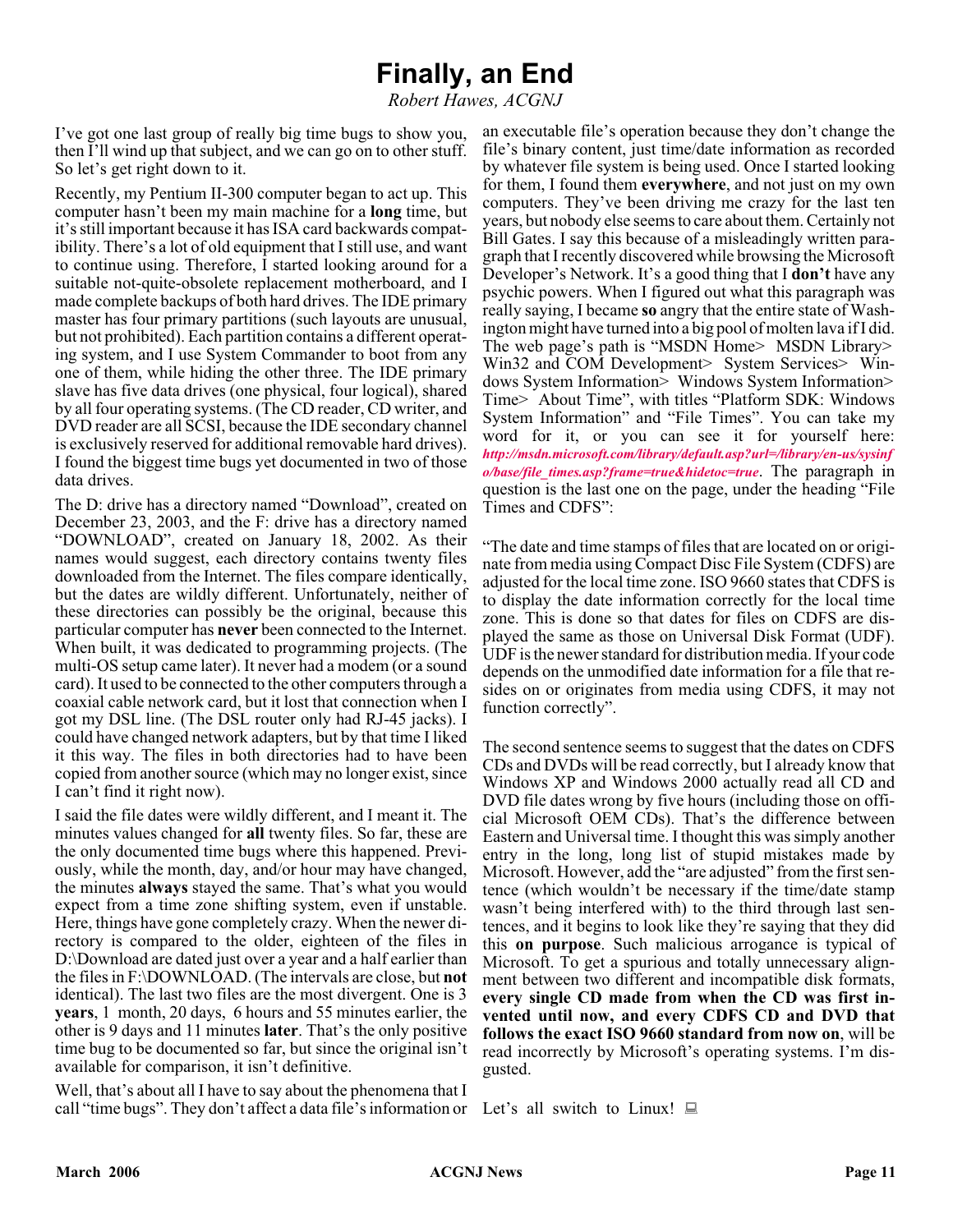# Finally, an End

*Robert Hawes, ACGNJ*

I've got one last group of really big time bugs to show you, then I'll wind up that subject, and we can go on to other stuff. So let's get right down to it.

Recently, my Pentium II-300 computer began to act up. This computer hasn't been my main machine for a **long** time, but it's still important because it has ISA card backwards compatibility. There's a lot of old equipment that I still use, and want to continue using. Therefore, I started looking around for a suitable not-quite-obsolete replacement motherboard, and I made complete backups of both hard drives. The IDE primary master has four primary partitions (such layouts are unusual, but not prohibited). Each partition contains a different operating system, and I use System Commander to boot from any one of them, while hiding the other three. The IDE primary slave has five data drives (one physical, four logical), shared by all four operating systems. (The CD reader, CD writer, and DVD reader are all SCSI, because the IDE secondary channel is exclusively reserved for additional removable hard drives). I found the biggest time bugs yet documented in two of those data drives.

The D: drive has a directory named "Download", created on December 23, 2003, and the F: drive has a directory named "DOWNLOAD", created on January 18, 2002. As their names would suggest, each directory contains twenty files downloaded from the Internet. The files compare identically, but the dates are wildly different. Unfortunately, neither of these directories can possibly be the original, because this particular computer has **never** been connected to the Internet. When built, it was dedicated to programming projects. (The multi-OS setup came later). It never had a modem (or a sound card). It used to be connected to the other computers through a coaxial cable network card, but it lost that connection when I got my DSL line. (The DSL router only had RJ-45 jacks). I could have changed network adapters, but by that time I liked it this way. The files in both directories had to have been copied from another source (which may no longer exist, since I can't find it right now).

I said the file dates were wildly different, and I meant it. The minutes values changed for **all** twenty files. So far, these are the only documented time bugs where this happened. Previously, while the month, day, and/or hour may have changed, the minutes **always** stayed the same. That's what you would expect from a time zone shifting system, even if unstable. Here, things have gone completely crazy. When the newer directory is compared to the older, eighteen of the files in D:\Download are dated just over a year and a half earlier than the files in F:\DOWNLOAD. (The intervals are close, but **not** identical). The last two files are the most divergent. One is 3 **years**, 1 month, 20 days, 6 hours and 55 minutes earlier, the other is 9 days and 11 minutes **later**. That's the only positive time bug to be documented so far, but since the original isn't available for comparison, it isn't definitive.

Well, that's about all I have to say about the phenomena that I call "time bugs". They don't affect a data file's information or an executable file's operation because they don't change the file's binary content, just time/date information as recorded by whatever file system is being used. Once I started looking for them, I found them **everywhere**, and not just on my own computers. They've been driving me crazy for the last ten years, but nobody else seems to care about them. Certainly not Bill Gates. I say this because of a misleadingly written paragraph that I recently discovered while browsing the Microsoft Developer's Network. It's a good thing that I **don't** have any psychic powers. When I figured out what this paragraph was really saying, I became **so** angry that the entire state of Washington might have turned into a big pool of molten lava if I did. The web page's path is "MSDN Home> MSDN Library> Win32 and COM Development> System Services> Windows System Information> Windows System Information> Time> About Time", with titles "Platform SDK: Windows System Information" and "File Times". You can take my word for it, or you can see it for yourself here: ***http://msdn.microsoft.com/library/default.asp?url=/library/en-us/sysinfo/base/file_times.asp?frame=true&hidetoc=true***. The paragraph in question is the last one on the page, under the heading "File Times and CDFS":

"The date and time stamps of files that are located on or originate from media using Compact Disc File System (CDFS) are adjusted for the local time zone. ISO 9660 states that CDFS is to display the date information correctly for the local time zone. This is done so that dates for files on CDFS are displayed the same as those on Universal Disk Format (UDF). UDF is the newer standard for distribution media. If your code depends on the unmodified date information for a file that resides on or originates from media using CDFS, it may not function correctly".

The second sentence seems to suggest that the dates on CDFS CDs and DVDs will be read correctly, but I already know that Windows XP and Windows 2000 actually read all CD and DVD file dates wrong by five hours (including those on official Microsoft OEM CDs). That's the difference between Eastern and Universal time. I thought this was simply another entry in the long, long list of stupid mistakes made by Microsoft. However, add the "are adjusted" from the first sentence (which wouldn't be necessary if the time/date stamp wasn't being interfered with) to the third through last sentences, and it begins to look like they're saying that they did this **on purpose**. Such malicious arrogance is typical of Microsoft. To get a spurious and totally unnecessary alignment between two different and incompatible disk formats, **every single CD made from when the CD was first invented until now, and every CDFS CD and DVD that follows the exact ISO 9660 standard from now on**, will be read incorrectly by Microsoft's operating systems. I'm disgusted.

Let's all switch to Linux!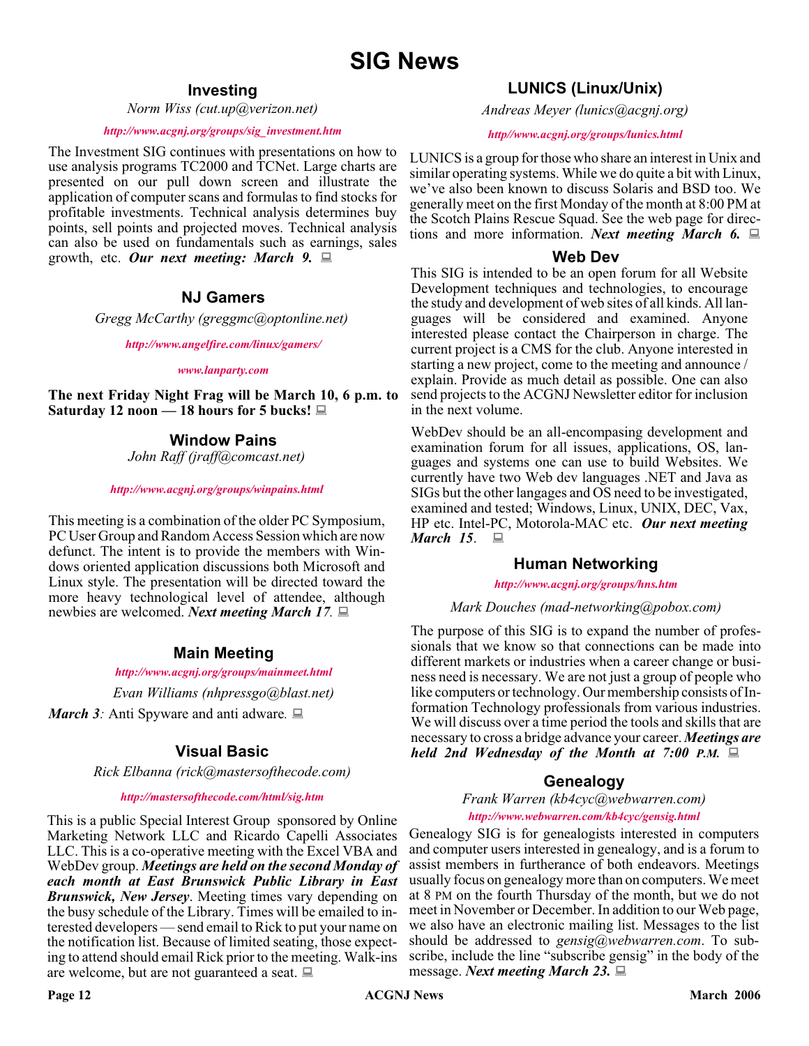# SIG News

## Investing

*Norm Wiss (cut.up@verizon.net)*

*http://www.acgnj.org/groups/sig_investment.htm*

The Investment SIG continues with presentations on how to use analysis programs TC2000 and TCNet. Large charts are presented on our pull down screen and illustrate the application of computer scans and formulas to find stocks for profitable investments. Technical analysis determines buy points, sell points and projected moves. Technical analysis can also be used on fundamentals such as earnings, sales growth, etc. ***Our next meeting: March 9.***

## NJ Gamers

*Gregg McCarthy (greggmc@optonline.net)*

*http://www.angelfire.com/linux/gamers/*

*www.lanparty.com*

**The next Friday Night Frag will be March 10, 6 p.m. to Saturday 12 noon — 18 hours for 5 bucks!**

## Window Pains

*John Raff (jraff@comcast.net)*

*http://www.acgnj.org/groups/winpains.html*

This meeting is a combination of the older PC Symposium, PC User Group and Random Access Session which are now defunct. The intent is to provide the members with Windows oriented application discussions both Microsoft and Linux style. The presentation will be directed toward the more heavy technological level of attendee, although newbies are welcomed. ***Next meeting March 17***.

## Main Meeting

*http://www.acgnj.org/groups/mainmeet.html*

*Evan Williams (nhpressgo@blast.net)*

***March 3***: Anti Spyware and anti adware.

## Visual Basic

*Rick Elbanna (rick@mastersofthecode.com)*

*http://mastersofthecode.com/html/sig.htm*

This is a public Special Interest Group sponsored by Online Marketing Network LLC and Ricardo Capelli Associates LLC. This is a co-operative meeting with the Excel VBA and WebDev group. ***Meetings are held on the second Monday of each month at East Brunswick Public Library in East Brunswick, New Jersey***. Meeting times vary depending on the busy schedule of the Library. Times will be emailed to interested developers — send email to Rick to put your name on the notification list. Because of limited seating, those expecting to attend should email Rick prior to the meeting. Walk-ins are welcome, but are not guaranteed a seat.

## LUNICS (Linux/Unix)

*Andreas Meyer (lunics@acgnj.org)*

*http//www.acgnj.org/groups/lunics.html*

LUNICS is a group for those who share an interest in Unix and similar operating systems. While we do quite a bit with Linux, we've also been known to discuss Solaris and BSD too. We generally meet on the first Monday of the month at 8:00 PM at the Scotch Plains Rescue Squad. See the web page for directions and more information. ***Next meeting March 6.***

## Web Dev

This SIG is intended to be an open forum for all Website Development techniques and technologies, to encourage the study and development of web sites of all kinds. All languages will be considered and examined. Anyone interested please contact the Chairperson in charge. The current project is a CMS for the club. Anyone interested in starting a new project, come to the meeting and announce / explain. Provide as much detail as possible. One can also send projects to the ACGNJ Newsletter editor for inclusion in the next volume.

WebDev should be an all-encompasing development and examination forum for all issues, applications, OS, languages and systems one can use to build Websites. We currently have two Web dev languages .NET and Java as SIGs but the other langages and OS need to be investigated, examined and tested; Windows, Linux, UNIX, DEC, Vax, HP etc. Intel-PC, Motorola-MAC etc. ***Our next meeting March 15***.

## Human Networking

*http://www.acgnj.org/groups/hns.htm*

*Mark Douches (mad-networking@pobox.com)*

The purpose of this SIG is to expand the number of professionals that we know so that connections can be made into different markets or industries when a career change or business need is necessary. We are not just a group of people who like computers or technology. Our membership consists of Information Technology professionals from various industries. We will discuss over a time period the tools and skills that are necessary to cross a bridge advance your career. ***Meetings are held 2nd Wednesday of the Month at 7:00 P.M.***

## Genealogy

*Frank Warren (kb4cyc@webwarren.com)*

*http://www.webwarren.com/kb4cyc/gensig.html*

Genealogy SIG is for genealogists interested in computers and computer users interested in genealogy, and is a forum to assist members in furtherance of both endeavors. Meetings usually focus on genealogy more than on computers. We meet at 8 PM on the fourth Thursday of the month, but we do not meet in November or December. In addition to our Web page, we also have an electronic mailing list. Messages to the list should be addressed to *gensig@webwarren.com*. To subscribe, include the line "subscribe gensig" in the body of the message. ***Next meeting March 23.***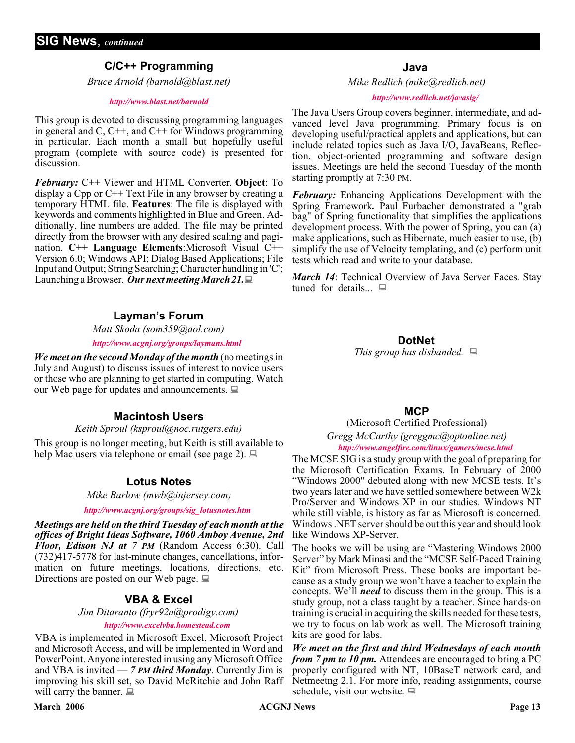## SIG News, *continued*

### C/C++ Programming

*Bruce Arnold (barnold@blast.net)*

*http://www.blast.net/barnold*

This group is devoted to discussing programming languages in general and C, C++, and C++ for Windows programming in particular. Each month a small but hopefully useful program (complete with source code) is presented for discussion.

***February:*** C++ Viewer and HTML Converter. **Object**: To display a Cpp or C++ Text File in any browser by creating a temporary HTML file. **Features**: The file is displayed with keywords and comments highlighted in Blue and Green. Additionally, line numbers are added. The file may be printed directly from the browser with any desired scaling and pagination. **C++ Language Elements**:Microsoft Visual C++ Version 6.0; Windows API; Dialog Based Applications; File Input and Output; String Searching; Character handling in 'C'; Launching a Browser. ***Our next meeting March 21.***

### Layman's Forum

*Matt Skoda (som359@aol.com)*

*http://www.acgnj.org/groups/laymans.html*

***We meet on the second Monday of the month*** (no meetings in July and August) to discuss issues of interest to novice users or those who are planning to get started in computing. Watch our Web page for updates and announcements.

### Macintosh Users

*Keith Sproul (ksproul@noc.rutgers.edu)*

This group is no longer meeting, but Keith is still available to help Mac users via telephone or email (see page 2).

### Lotus Notes

*Mike Barlow (mwb@injersey.com)*

*http://www.acgnj.org/groups/sig_lotusnotes.htm*

***Meetings are held on the third Tuesday of each month at the offices of Bright Ideas Software, 1060 Amboy Avenue, 2nd Floor, Edison NJ at 7 PM*** (Random Access 6:30). Call (732)417-5778 for last-minute changes, cancellations, information on future meetings, locations, directions, etc. Directions are posted on our Web page.

### VBA & Excel

*Jim Ditaranto (fryr92a@prodigy.com)*

*http://www.excelvba.homestead.com*

VBA is implemented in Microsoft Excel, Microsoft Project and Microsoft Access, and will be implemented in Word and PowerPoint. Anyone interested in using any Microsoft Office and VBA is invited — ***7 PM third Monday***. Currently Jim is improving his skill set, so David McRitchie and John Raff will carry the banner.

### Java

*Mike Redlich (mike@redlich.net)*

*http://www.redlich.net/javasig/*

The Java Users Group covers beginner, intermediate, and advanced level Java programming. Primary focus is on developing useful/practical applets and applications, but can include related topics such as Java I/O, JavaBeans, Reflection, object-oriented programming and software design issues. Meetings are held the second Tuesday of the month starting promptly at 7:30 PM.

***February:*** Enhancing Applications Development with the Spring Framework**.** Paul Furbacher demonstrated a "grab bag" of Spring functionality that simplifies the applications development process. With the power of Spring, you can (a) make applications, such as Hibernate, much easier to use, (b) simplify the use of Velocity templating, and (c) perform unit tests which read and write to your database.

***March 14***: Technical Overview of Java Server Faces. Stay tuned for details...

### DotNet

*This group has disbanded.*

### MCP

(Microsoft Certified Professional)

*Gregg McCarthy (greggmc@optonline.net)*

*http://www.angelfire.com/linux/gamers/mcse.html*

The MCSE SIG is a study group with the goal of preparing for the Microsoft Certification Exams. In February of 2000 "Windows 2000" debuted along with new MCSE tests. It's two years later and we have settled somewhere between W2k Pro/Server and Windows XP in our studies. Windows NT while still viable, is history as far as Microsoft is concerned. Windows .NET server should be out this year and should look like Windows XP-Server.

The books we will be using are "Mastering Windows 2000 Server" by Mark Minasi and the "MCSE Self-Paced Training Kit" from Microsoft Press. These books are important because as a study group we won't have a teacher to explain the concepts. We'll ***need*** to discuss them in the group. This is a study group, not a class taught by a teacher. Since hands-on training is crucial in acquiring the skills needed for these tests, we try to focus on lab work as well. The Microsoft training kits are good for labs.

***We meet on the first and third Wednesdays of each month from 7 pm to 10 pm.*** Attendees are encouraged to bring a PC properly configured with NT, 10BaseT network card, and Netmeetng 2.1. For more info, reading assignments, course schedule, visit our website.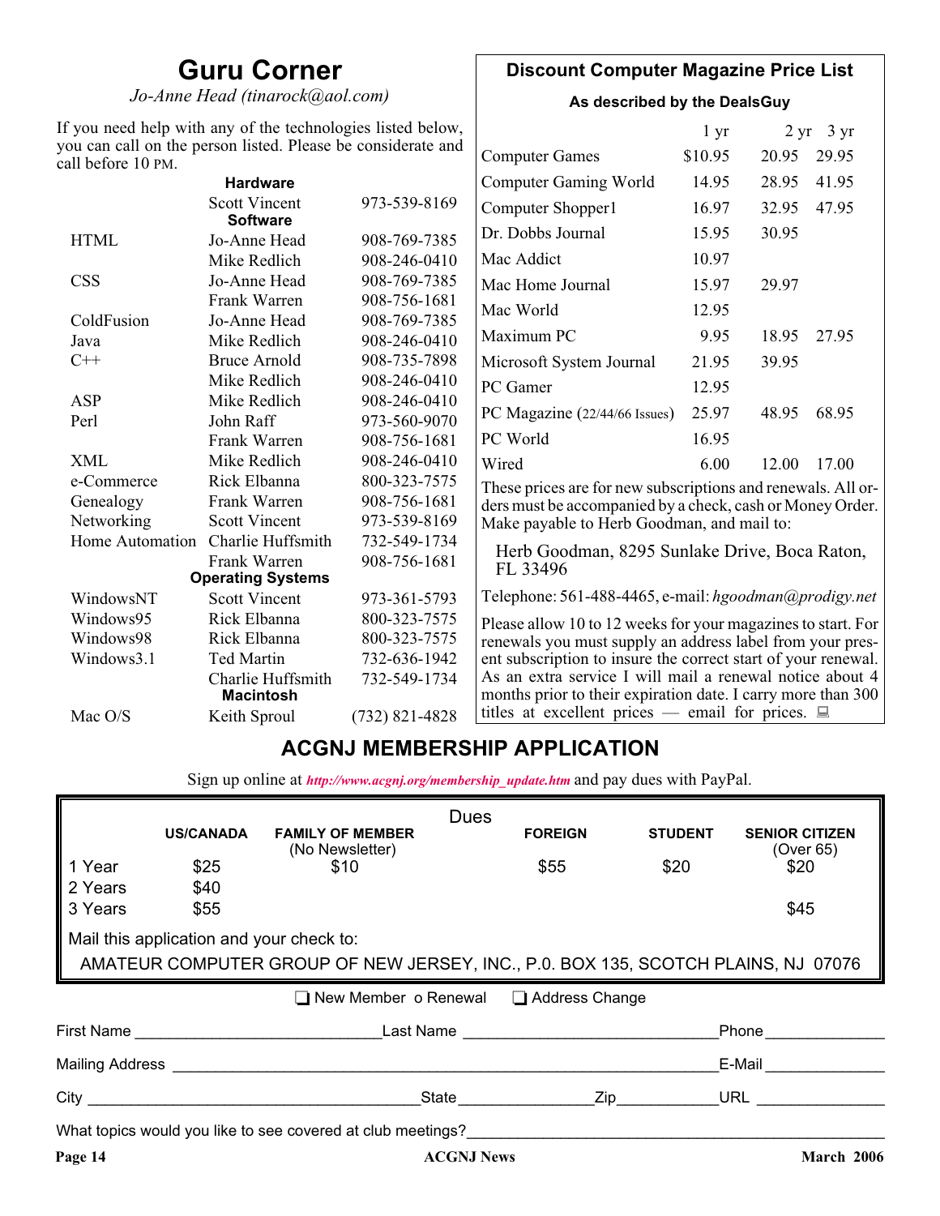# Guru Corner

*Jo-Anne Head (tinarock@aol.com)*

If you need help with any of the technologies listed below, you can call on the person listed. Please be considerate and call before 10 PM.

| | | |
|---|---|---|
| | **Hardware** | |
| | Scott Vincent | 973-539-8169 |
| | **Software** | |
| HTML | Jo-Anne Head | 908-769-7385 |
| | Mike Redlich | 908-246-0410 |
| CSS | Jo-Anne Head | 908-769-7385 |
| | Frank Warren | 908-756-1681 |
| ColdFusion | Jo-Anne Head | 908-769-7385 |
| Java | Mike Redlich | 908-246-0410 |
| C++ | Bruce Arnold | 908-735-7898 |
| | Mike Redlich | 908-246-0410 |
| ASP | Mike Redlich | 908-246-0410 |
| Perl | John Raff | 973-560-9070 |
| | Frank Warren | 908-756-1681 |
| XML | Mike Redlich | 908-246-0410 |
| e-Commerce | Rick Elbanna | 800-323-7575 |
| Genealogy | Frank Warren | 908-756-1681 |
| Networking | Scott Vincent | 973-539-8169 |
| Home Automation | Charlie Huffsmith | 732-549-1734 |
| | Frank Warren | 908-756-1681 |
| | **Operating Systems** | |
| WindowsNT | Scott Vincent | 973-361-5793 |
| Windows95 | Rick Elbanna | 800-323-7575 |
| Windows98 | Rick Elbanna | 800-323-7575 |
| Windows3.1 | Ted Martin | 732-636-1942 |
| | Charlie Huffsmith | 732-549-1734 |
| | **Macintosh** | |
| Mac O/S | Keith Sproul | (732) 821-4828 |

## Discount Computer Magazine Price List

**As described by the DealsGuy**

| | 1 yr | 2 yr | 3 yr |
|---|---|---|---|
| Computer Games | $10.95 | 20.95 | 29.95 |
| Computer Gaming World | 14.95 | 28.95 | 41.95 |
| Computer Shopper1 | 16.97 | 32.95 | 47.95 |
| Dr. Dobbs Journal | 15.95 | 30.95 | |
| Mac Addict | 10.97 | | |
| Mac Home Journal | 15.97 | 29.97 | |
| Mac World | 12.95 | | |
| Maximum PC | 9.95 | 18.95 | 27.95 |
| Microsoft System Journal | 21.95 | 39.95 | |
| PC Gamer | 12.95 | | |
| PC Magazine (22/44/66 Issues) | 25.97 | 48.95 | 68.95 |
| PC World | 16.95 | | |
| Wired | 6.00 | 12.00 | 17.00 |

These prices are for new subscriptions and renewals. All orders must be accompanied by a check, cash or Money Order. Make payable to Herb Goodman, and mail to:

Herb Goodman, 8295 Sunlake Drive, Boca Raton, FL 33496

Telephone: 561-488-4465, e-mail: *hgoodman@prodigy.net*

Please allow 10 to 12 weeks for your magazines to start. For renewals you must supply an address label from your present subscription to insure the correct start of your renewal. As an extra service I will mail a renewal notice about 4 months prior to their expiration date. I carry more than 300 titles at excellent prices — email for prices.

## ACGNJ MEMBERSHIP APPLICATION

Sign up online at *http://www.acgnj.org/membership_update.htm* and pay dues with PayPal.

**Dues**

| | US/CANADA | FAMILY OF MEMBER (No Newsletter) | FOREIGN | STUDENT | SENIOR CITIZEN (Over 65) |
|---|---|---|---|---|---|
| 1 Year | $25 | $10 | $55 | $20 | $20 |
| 2 Years | $40 | | | | |
| 3 Years | $55 | | | | $45 |

Mail this application and your check to:

AMATEUR COMPUTER GROUP OF NEW JERSEY, INC., P.0. BOX 135, SCOTCH PLAINS, NJ 07076

❑ New Member o Renewal ❑ Address Change

First Name ____________________ Last Name ____________________ Phone __________

Mailing Address ________________________________________ E-Mail __________

City ____________________ State __________ Zip __________ URL __________

What topics would you like to see covered at club meetings? ________________________________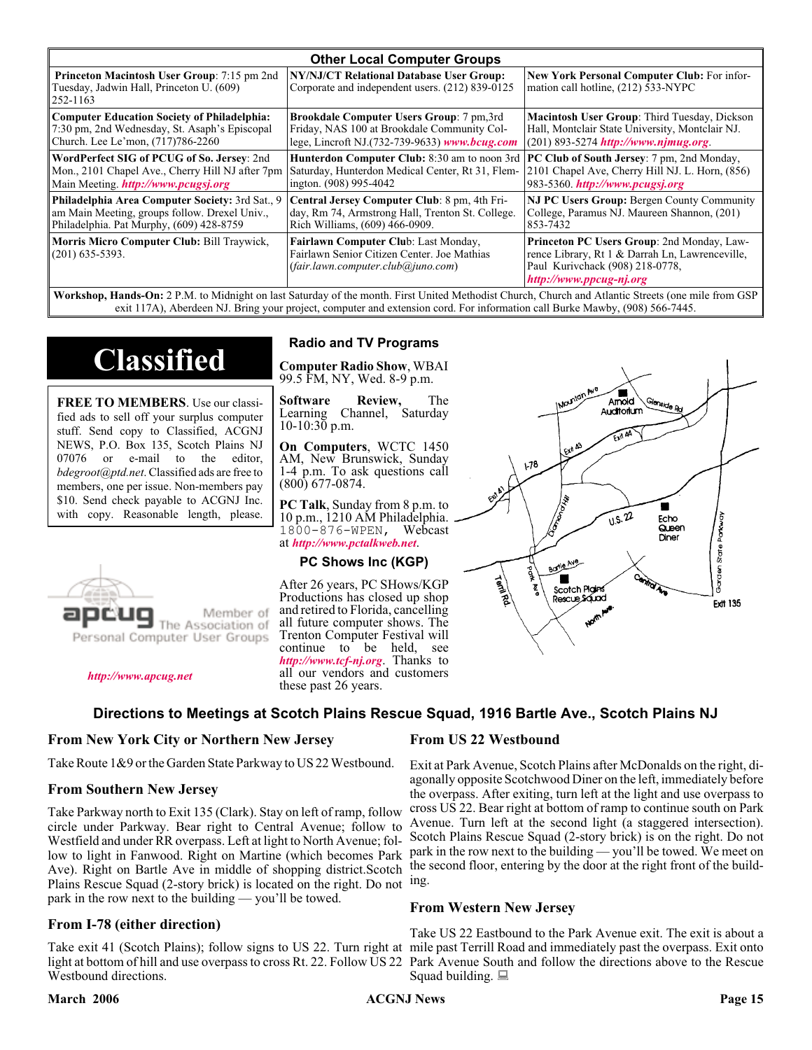## Other Local Computer Groups

| | | |
|---|---|---|
| **Princeton Macintosh User Group**: 7:15 pm 2nd Tuesday, Jadwin Hall, Princeton U. (609) 252-1163 | **NY/NJ/CT Relational Database User Group:** Corporate and independent users. (212) 839-0125 | **New York Personal Computer Club:** For information call hotline, (212) 533-NYPC |
| **Computer Education Society of Philadelphia:** 7:30 pm, 2nd Wednesday, St. Asaph's Episcopal Church. Lee Le'mon, (717)786-2260 | **Brookdale Computer Users Group**: 7 pm,3rd Friday, NAS 100 at Brookdale Community College, Lincroft NJ.(732-739-9633) *www.bcug.com* | **Macintosh User Group**: Third Tuesday, Dickson Hall, Montclair State University, Montclair NJ. (201) 893-5274 *http://www.njmug.org*. |
| **WordPerfect SIG of PCUG of So. Jersey**: 2nd Mon., 2101 Chapel Ave., Cherry Hill NJ after 7pm Main Meeting. *http://www.pcugsj.org* | **Hunterdon Computer Club:** 8:30 am to noon 3rd Saturday, Hunterdon Medical Center, Rt 31, Flemington. (908) 995-4042 | **PC Club of South Jersey**: 7 pm, 2nd Monday, 2101 Chapel Ave, Cherry Hill NJ. L. Horn, (856) 983-5360. *http://www.pcugsj.org* |
| **Philadelphia Area Computer Society:** 3rd Sat., 9 am Main Meeting, groups follow. Drexel Univ., Philadelphia. Pat Murphy, (609) 428-8759 | **Central Jersey Computer Club**: 8 pm, 4th Friday, Rm 74, Armstrong Hall, Trenton St. College. Rich Williams, (609) 466-0909. | **NJ PC Users Group:** Bergen County Community College, Paramus NJ. Maureen Shannon, (201) 853-7432 |
| **Morris Micro Computer Club:** Bill Traywick, (201) 635-5393. | **Fairlawn Computer Club**: Last Monday, Fairlawn Senior Citizen Center. Joe Mathias (*fair.lawn.computer.club@juno.com*) | **Princeton PC Users Group**: 2nd Monday, Lawrence Library, Rt 1 & Darrah Ln, Lawrenceville, Paul Kurivchack (908) 218-0778, *http://www.ppcug-nj.org* |

**Workshop, Hands-On:** 2 P.M. to Midnight on last Saturday of the month. First United Methodist Church, Church and Atlantic Streets (one mile from GSP exit 117A), Aberdeen NJ. Bring your project, computer and extension cord. For information call Burke Mawby, (908) 566-7445.

# Classified

**FREE TO MEMBERS**. Use our classified ads to sell off your surplus computer stuff. Send copy to Classified, ACGNJ NEWS, P.O. Box 135, Scotch Plains NJ 07076 or e-mail to the editor, *bdegroot@ptd.net*. Classified ads are free to members, one per issue. Non-members pay $10. Send check payable to ACGNJ Inc. with copy. Reasonable length, please.

apcug Member of The Association of Personal Computer User Groups

*http://www.apcug.net*

## Radio and TV Programs

**Computer Radio Show**, WBAI 99.5 FM, NY, Wed. 8-9 p.m.

**Software Review,** The Learning Channel, Saturday 10-10:30 p.m.

**On Computers**, WCTC 1450 AM, New Brunswick, Sunday 1-4 p.m. To ask questions call (800) 677-0874.

**PC Talk**, Sunday from 8 p.m. to 10 p.m., 1210 AM Philadelphia. 1800-876-WPEN, Webcast at *http://www.pctalkweb.net*.

## PC Shows Inc (KGP)

After 26 years, PC SHows/KGP Productions has closed up shop and retired to Florida, cancelling all future computer shows. The Trenton Computer Festival will continue to be held, see *http://www.tcf-nj.org*. Thanks to all our vendors and customers these past 26 years.

## Directions to Meetings at Scotch Plains Rescue Squad, 1916 Bartle Ave., Scotch Plains NJ

### From New York City or Northern New Jersey

Take Route 1&9 or the Garden State Parkway to US 22 Westbound.

### From Southern New Jersey

Take Parkway north to Exit 135 (Clark). Stay on left of ramp, follow circle under Parkway. Bear right to Central Avenue; follow to Westfield and under RR overpass. Left at light to North Avenue; follow to light in Fanwood. Right on Martine (which becomes Park Ave). Right on Bartle Ave in middle of shopping district.Scotch Plains Rescue Squad (2-story brick) is located on the right. Do not park in the row next to the building — you'll be towed.

### From I-78 (either direction)

Take exit 41 (Scotch Plains); follow signs to US 22. Turn right at light at bottom of hill and use overpass to cross Rt. 22. Follow US 22 Westbound directions.

### From US 22 Westbound

Exit at Park Avenue, Scotch Plains after McDonalds on the right, diagonally opposite Scotchwood Diner on the left, immediately before the overpass. After exiting, turn left at the light and use overpass to cross US 22. Bear right at bottom of ramp to continue south on Park Avenue. Turn left at the second light (a staggered intersection). Scotch Plains Rescue Squad (2-story brick) is on the right. Do not park in the row next to the building — you'll be towed. We meet on the second floor, entering by the door at the right front of the building.

### From Western New Jersey

Take US 22 Eastbound to the Park Avenue exit. The exit is about a mile past Terrill Road and immediately past the overpass. Exit onto Park Avenue South and follow the directions above to the Rescue Squad building.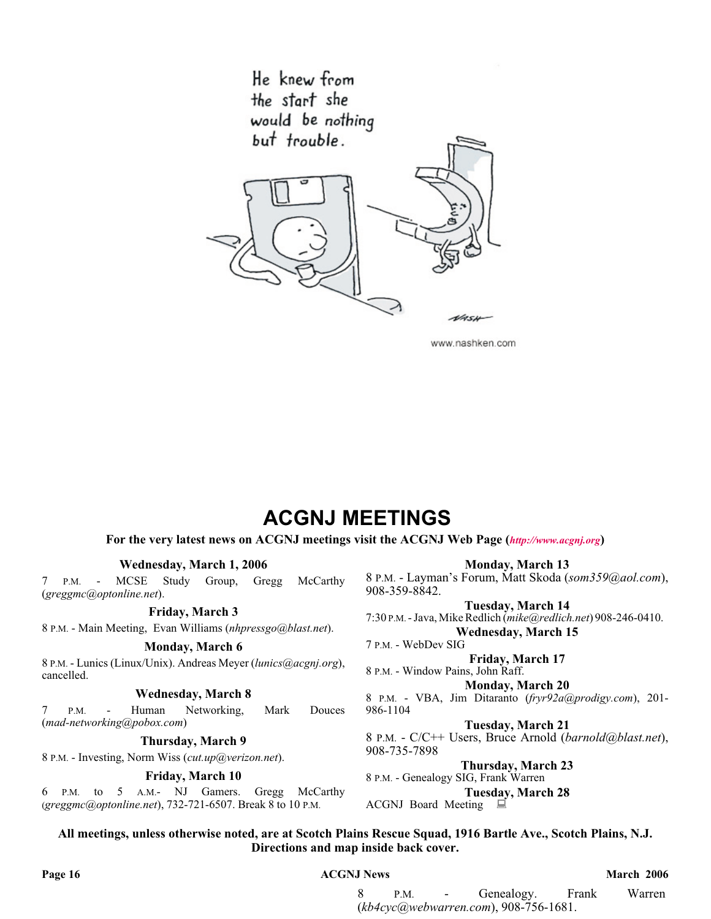He knew from the start she would be nothing but trouble.

www.nashken.com

# ACGNJ MEETINGS

**For the very latest news on ACGNJ meetings visit the ACGNJ Web Page (*http://www.acgnj.org*)**

**Wednesday, March 1, 2006**

7 P.M. - MCSE Study Group, Gregg McCarthy (*greggmc@optonline.net*).

**Friday, March 3**

8 P.M. - Main Meeting, Evan Williams (*nhpressgo@blast.net*).

**Monday, March 6**

8 P.M. - Lunics (Linux/Unix). Andreas Meyer (*lunics@acgnj.org*), cancelled.

**Wednesday, March 8**

7 P.M. - Human Networking, Mark Douces (*mad-networking@pobox.com*)

**Thursday, March 9**

8 P.M. - Investing, Norm Wiss (*cut.up@verizon.net*).

**Friday, March 10**

6 P.M. to 5 A.M.- NJ Gamers. Gregg McCarthy (*greggmc@optonline.net*), 732-721-6507. Break 8 to 10 P.M.

**Monday, March 13**

8 P.M. - Layman's Forum, Matt Skoda (*som359@aol.com*), 908-359-8842.

**Tuesday, March 14**

7:30 P.M. - Java, Mike Redlich (*mike@redlich.net*) 908-246-0410.

**Wednesday, March 15**

7 P.M. - WebDev SIG

**Friday, March 17**

8 P.M. - Window Pains, John Raff.

**Monday, March 20**

8 P.M. - VBA, Jim Ditaranto (*fryr92a@prodigy.com*), 201-986-1104

**Tuesday, March 21**

8 P.M. - C/C++ Users, Bruce Arnold (*barnold@blast.net*), 908-735-7898

**Thursday, March 23**

8 P.M. - Genealogy SIG, Frank Warren

**Tuesday, March 28**

ACGNJ Board Meeting

**All meetings, unless otherwise noted, are at Scotch Plains Rescue Squad, 1916 Bartle Ave., Scotch Plains, N.J. Directions and map inside back cover.**

8 P.M. - Genealogy. Frank Warren (*kb4cyc@webwarren.com*), 908-756-1681.